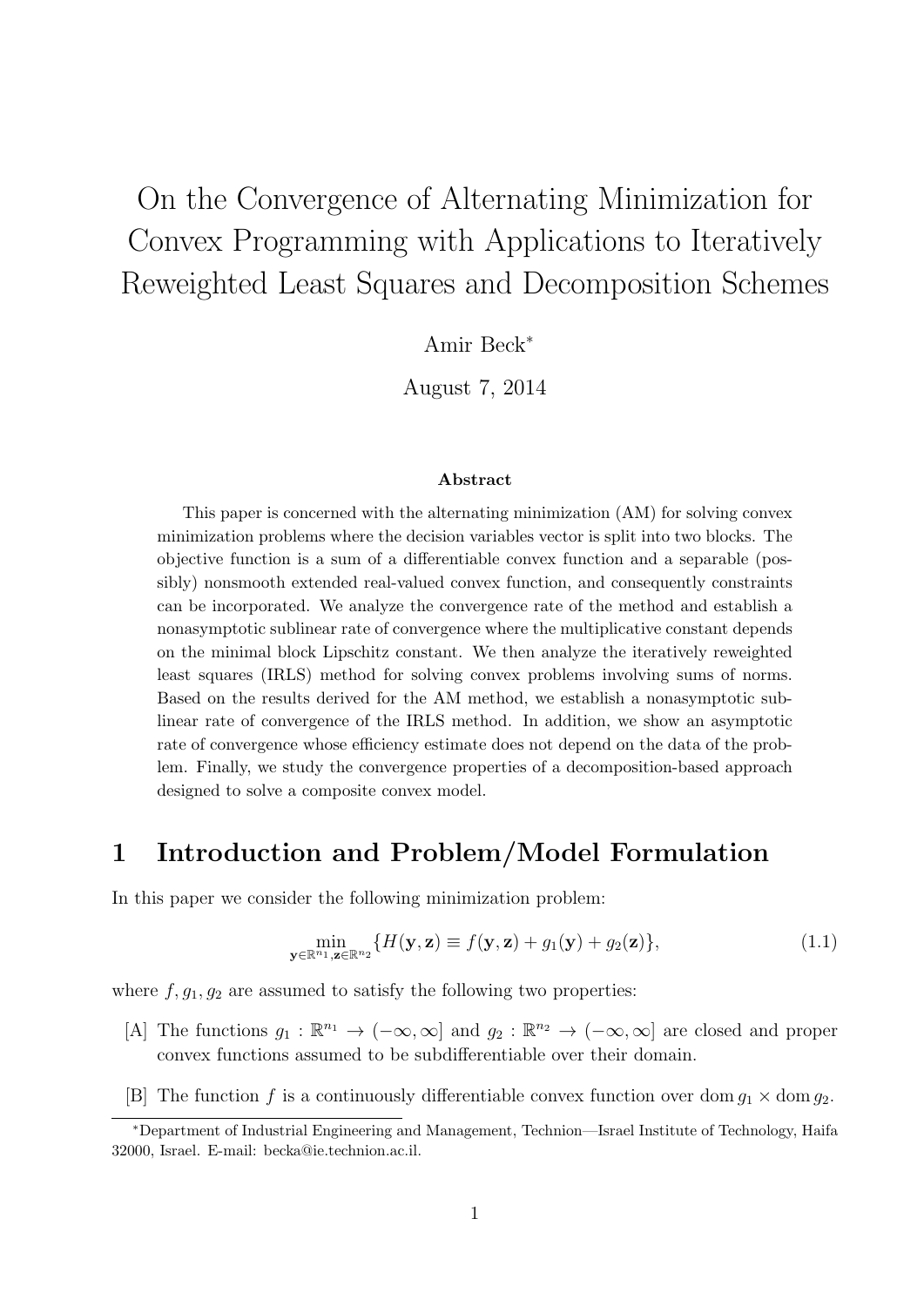# On the Convergence of Alternating Minimization for Convex Programming with Applications to Iteratively Reweighted Least Squares and Decomposition Schemes

Amir Beck*

August 7, 2014

**Abstract**

This paper is concerned with the alternating minimization (AM) for solving convex minimization problems where the decision variables vector is split into two blocks. The objective function is a sum of a differentiable convex function and a separable (possibly) nonsmooth extended real-valued convex function, and consequently constraints can be incorporated. We analyze the convergence rate of the method and establish a nonasymptotic sublinear rate of convergence where the multiplicative constant depends on the minimal block Lipschitz constant. We then analyze the iteratively reweighted least squares (IRLS) method for solving convex problems involving sums of norms. Based on the results derived for the AM method, we establish a nonasymptotic sublinear rate of convergence of the IRLS method. In addition, we show an asymptotic rate of convergence whose efficiency estimate does not depend on the data of the problem. Finally, we study the convergence properties of a decomposition-based approach designed to solve a composite convex model.

## 1 Introduction and Problem/Model Formulation

In this paper we consider the following minimization problem:

$$\min_{\mathbf{y}\in\mathbb{R}^{n_1},\mathbf{z}\in\mathbb{R}^{n_2}} \{H(\mathbf{y},\mathbf{z}) \equiv f(\mathbf{y},\mathbf{z}) + g_1(\mathbf{y}) + g_2(\mathbf{z})\}, \tag{1.1}$$

where $f, g_1, g_2$ are assumed to satisfy the following two properties:

[A] The functions $g_1 : \mathbb{R}^{n_1} \to (-\infty, \infty]$ and $g_2 : \mathbb{R}^{n_2} \to (-\infty, \infty]$ are closed and proper convex functions assumed to be subdifferentiable over their domain.

[B] The function $f$ is a continuously differentiable convex function over $\operatorname{dom} g_1 \times \operatorname{dom} g_2$.

*Department of Industrial Engineering and Management, Technion—Israel Institute of Technology, Haifa 32000, Israel. E-mail: becka@ie.technion.ac.il.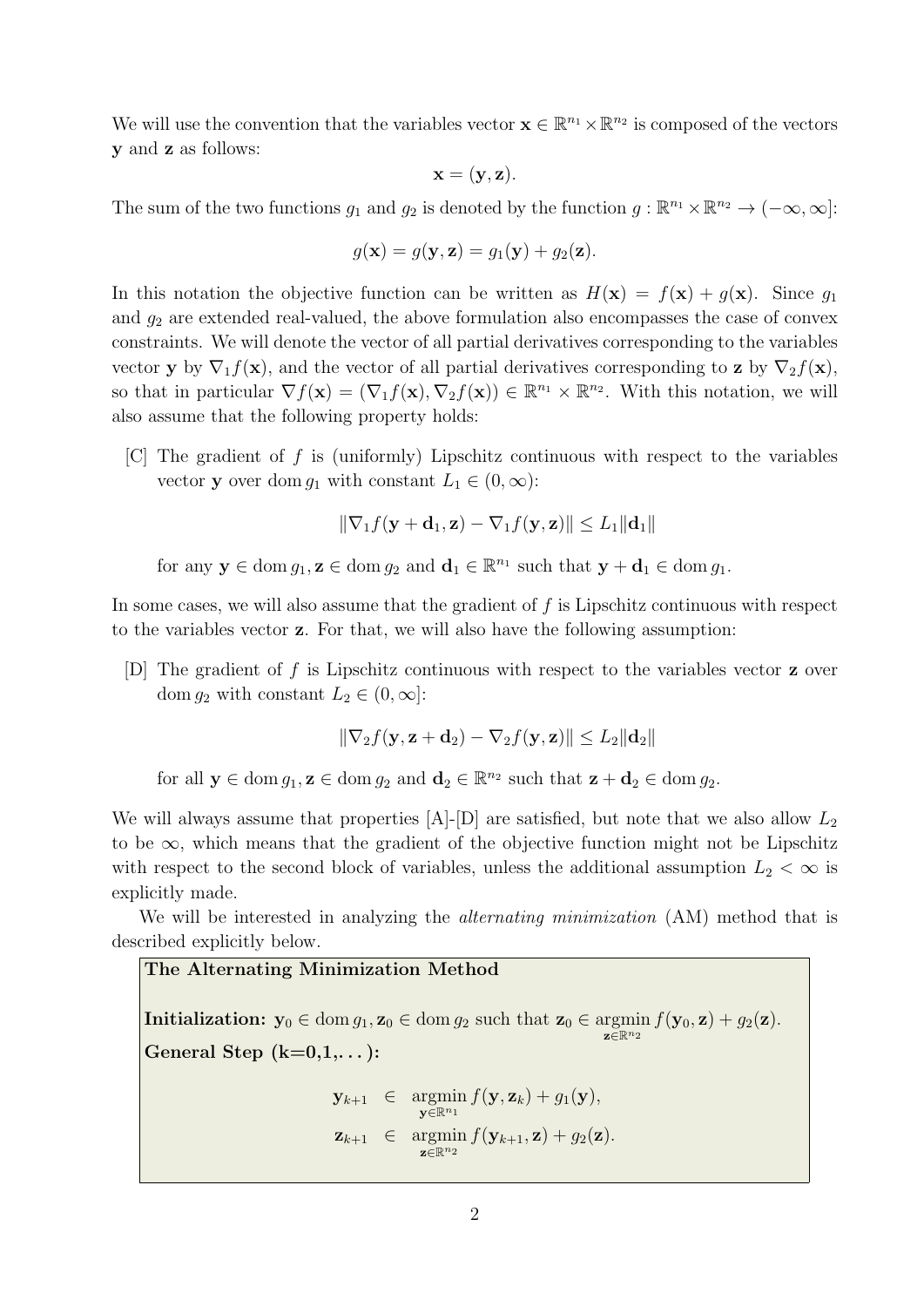We will use the convention that the variables vector $\mathbf{x} \in \mathbb{R}^{n_1} \times \mathbb{R}^{n_2}$ is composed of the vectors $\mathbf{y}$ and $\mathbf{z}$ as follows:

$$\mathbf{x} = (\mathbf{y}, \mathbf{z}).$$

The sum of the two functions $g_1$ and $g_2$ is denoted by the function $g : \mathbb{R}^{n_1} \times \mathbb{R}^{n_2} \to (-\infty, \infty]$:

$$g(\mathbf{x}) = g(\mathbf{y}, \mathbf{z}) = g_1(\mathbf{y}) + g_2(\mathbf{z}).$$

In this notation the objective function can be written as $H(\mathbf{x}) = f(\mathbf{x}) + g(\mathbf{x})$. Since $g_1$ and $g_2$ are extended real-valued, the above formulation also encompasses the case of convex constraints. We will denote the vector of all partial derivatives corresponding to the variables vector $\mathbf{y}$ by $\nabla_1 f(\mathbf{x})$, and the vector of all partial derivatives corresponding to $\mathbf{z}$ by $\nabla_2 f(\mathbf{x})$, so that in particular $\nabla f(\mathbf{x}) = (\nabla_1 f(\mathbf{x}), \nabla_2 f(\mathbf{x})) \in \mathbb{R}^{n_1} \times \mathbb{R}^{n_2}$. With this notation, we will also assume that the following property holds:

[C] The gradient of $f$ is (uniformly) Lipschitz continuous with respect to the variables vector $\mathbf{y}$ over $\operatorname{dom} g_1$ with constant $L_1 \in (0, \infty)$:

$$\|\nabla_1 f(\mathbf{y} + \mathbf{d}_1, \mathbf{z}) - \nabla_1 f(\mathbf{y}, \mathbf{z})\| \leq L_1 \|\mathbf{d}_1\|$$

for any $\mathbf{y} \in \operatorname{dom} g_1, \mathbf{z} \in \operatorname{dom} g_2$ and $\mathbf{d}_1 \in \mathbb{R}^{n_1}$ such that $\mathbf{y} + \mathbf{d}_1 \in \operatorname{dom} g_1$.

In some cases, we will also assume that the gradient of $f$ is Lipschitz continuous with respect to the variables vector $\mathbf{z}$. For that, we will also have the following assumption:

[D] The gradient of $f$ is Lipschitz continuous with respect to the variables vector $\mathbf{z}$ over $\operatorname{dom} g_2$ with constant $L_2 \in (0, \infty]$:

$$\|\nabla_2 f(\mathbf{y}, \mathbf{z} + \mathbf{d}_2) - \nabla_2 f(\mathbf{y}, \mathbf{z})\| \leq L_2 \|\mathbf{d}_2\|$$

for all $\mathbf{y} \in \operatorname{dom} g_1, \mathbf{z} \in \operatorname{dom} g_2$ and $\mathbf{d}_2 \in \mathbb{R}^{n_2}$ such that $\mathbf{z} + \mathbf{d}_2 \in \operatorname{dom} g_2$.

We will always assume that properties [A]-[D] are satisfied, but note that we also allow $L_2$ to be $\infty$, which means that the gradient of the objective function might not be Lipschitz with respect to the second block of variables, unless the additional assumption $L_2 < \infty$ is explicitly made.

We will be interested in analyzing the *alternating minimization* (AM) method that is described explicitly below.

**The Alternating Minimization Method**

**Initialization:** $\mathbf{y}_0 \in \operatorname{dom} g_1, \mathbf{z}_0 \in \operatorname{dom} g_2$ such that $\mathbf{z}_0 \in \underset{\mathbf{z} \in \mathbb{R}^{n_2}}{\operatorname{argmin}} f(\mathbf{y}_0, \mathbf{z}) + g_2(\mathbf{z})$.

**General Step (k=0,1,...):**

$$\begin{aligned}
\mathbf{y}_{k+1} &\in \underset{\mathbf{y} \in \mathbb{R}^{n_1}}{\operatorname{argmin}} f(\mathbf{y}, \mathbf{z}_k) + g_1(\mathbf{y}), \\
\mathbf{z}_{k+1} &\in \underset{\mathbf{z} \in \mathbb{R}^{n_2}}{\operatorname{argmin}} f(\mathbf{y}_{k+1}, \mathbf{z}) + g_2(\mathbf{z}).
\end{aligned}$$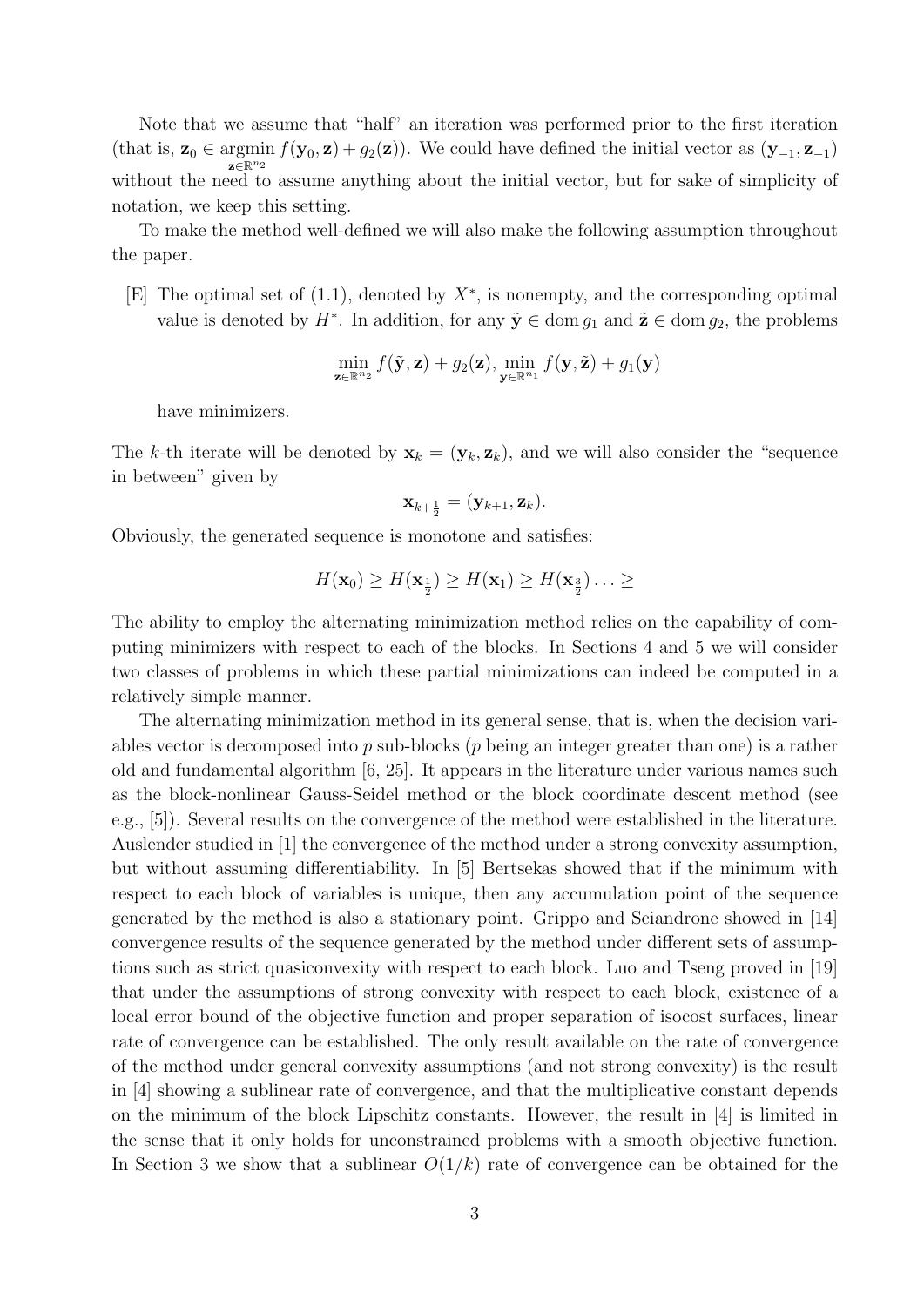Note that we assume that "half" an iteration was performed prior to the first iteration (that is, $\mathbf{z}_0 \in \underset{\mathbf{z}\in\mathbb{R}^{n_2}}{\operatorname{argmin}} f(\mathbf{y}_0, \mathbf{z}) + g_2(\mathbf{z})$). We could have defined the initial vector as $(\mathbf{y}_{-1}, \mathbf{z}_{-1})$ without the need to assume anything about the initial vector, but for sake of simplicity of notation, we keep this setting.

To make the method well-defined we will also make the following assumption throughout the paper.

[E] The optimal set of (1.1), denoted by $X^*$, is nonempty, and the corresponding optimal value is denoted by $H^*$. In addition, for any $\tilde{\mathbf{y}} \in \operatorname{dom} g_1$ and $\tilde{\mathbf{z}} \in \operatorname{dom} g_2$, the problems

$$\min_{\mathbf{z}\in\mathbb{R}^{n_2}} f(\tilde{\mathbf{y}}, \mathbf{z}) + g_2(\mathbf{z}), \ \min_{\mathbf{y}\in\mathbb{R}^{n_1}} f(\mathbf{y}, \tilde{\mathbf{z}}) + g_1(\mathbf{y})$$

have minimizers.

The $k$-th iterate will be denoted by $\mathbf{x}_k = (\mathbf{y}_k, \mathbf{z}_k)$, and we will also consider the "sequence in between" given by

$$\mathbf{x}_{k+\frac{1}{2}} = (\mathbf{y}_{k+1}, \mathbf{z}_k).$$

Obviously, the generated sequence is monotone and satisfies:

$$H(\mathbf{x}_0) \geq H(\mathbf{x}_{\frac{1}{2}}) \geq H(\mathbf{x}_1) \geq H(\mathbf{x}_{\frac{3}{2}}) \ldots \geq$$

The ability to employ the alternating minimization method relies on the capability of computing minimizers with respect to each of the blocks. In Sections 4 and 5 we will consider two classes of problems in which these partial minimizations can indeed be computed in a relatively simple manner.

The alternating minimization method in its general sense, that is, when the decision variables vector is decomposed into $p$ sub-blocks ($p$ being an integer greater than one) is a rather old and fundamental algorithm [6, 25]. It appears in the literature under various names such as the block-nonlinear Gauss-Seidel method or the block coordinate descent method (see e.g., [5]). Several results on the convergence of the method were established in the literature. Auslender studied in [1] the convergence of the method under a strong convexity assumption, but without assuming differentiability. In [5] Bertsekas showed that if the minimum with respect to each block of variables is unique, then any accumulation point of the sequence generated by the method is also a stationary point. Grippo and Sciandrone showed in [14] convergence results of the sequence generated by the method under different sets of assumptions such as strict quasiconvexity with respect to each block. Luo and Tseng proved in [19] that under the assumptions of strong convexity with respect to each block, existence of a local error bound of the objective function and proper separation of isocost surfaces, linear rate of convergence can be established. The only result available on the rate of convergence of the method under general convexity assumptions (and not strong convexity) is the result in [4] showing a sublinear rate of convergence, and that the multiplicative constant depends on the minimum of the block Lipschitz constants. However, the result in [4] is limited in the sense that it only holds for unconstrained problems with a smooth objective function. In Section 3 we show that a sublinear $O(1/k)$ rate of convergence can be obtained for the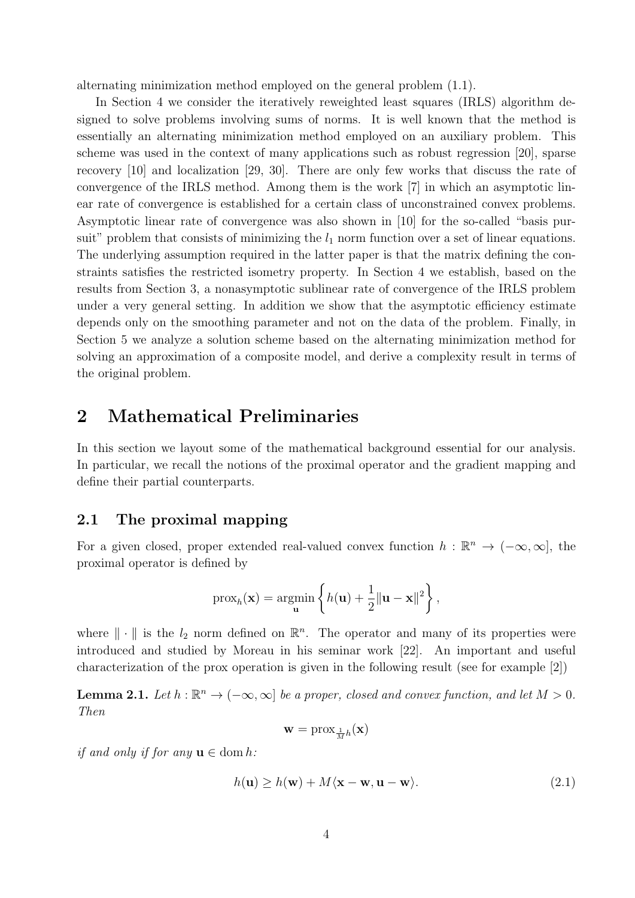alternating minimization method employed on the general problem (1.1).

In Section 4 we consider the iteratively reweighted least squares (IRLS) algorithm designed to solve problems involving sums of norms. It is well known that the method is essentially an alternating minimization method employed on an auxiliary problem. This scheme was used in the context of many applications such as robust regression [20], sparse recovery [10] and localization [29, 30]. There are only few works that discuss the rate of convergence of the IRLS method. Among them is the work [7] in which an asymptotic linear rate of convergence is established for a certain class of unconstrained convex problems. Asymptotic linear rate of convergence was also shown in [10] for the so-called "basis pursuit" problem that consists of minimizing the $l_1$ norm function over a set of linear equations. The underlying assumption required in the latter paper is that the matrix defining the constraints satisfies the restricted isometry property. In Section 4 we establish, based on the results from Section 3, a nonasymptotic sublinear rate of convergence of the IRLS problem under a very general setting. In addition we show that the asymptotic efficiency estimate depends only on the smoothing parameter and not on the data of the problem. Finally, in Section 5 we analyze a solution scheme based on the alternating minimization method for solving an approximation of a composite model, and derive a complexity result in terms of the original problem.

# 2 Mathematical Preliminaries

In this section we layout some of the mathematical background essential for our analysis. In particular, we recall the notions of the proximal operator and the gradient mapping and define their partial counterparts.

## 2.1 The proximal mapping

For a given closed, proper extended real-valued convex function $h : \mathbb{R}^n \to (-\infty, \infty]$, the proximal operator is defined by

$$\operatorname{prox}_h(\mathbf{x}) = \underset{\mathbf{u}}{\operatorname{argmin}} \left\{ h(\mathbf{u}) + \frac{1}{2}\|\mathbf{u} - \mathbf{x}\|^2 \right\},$$

where $\|\cdot\|$ is the $l_2$ norm defined on $\mathbb{R}^n$. The operator and many of its properties were introduced and studied by Moreau in his seminar work [22]. An important and useful characterization of the prox operation is given in the following result (see for example [2])

**Lemma 2.1.** *Let $h : \mathbb{R}^n \to (-\infty, \infty]$ be a proper, closed and convex function, and let $M > 0$. Then*

$$\mathbf{w} = \operatorname{prox}_{\frac{1}{M}h}(\mathbf{x})$$

*if and only if for any $\mathbf{u} \in \operatorname{dom} h$:*

$$h(\mathbf{u}) \geq h(\mathbf{w}) + M\langle \mathbf{x} - \mathbf{w}, \mathbf{u} - \mathbf{w}\rangle. \tag{2.1}$$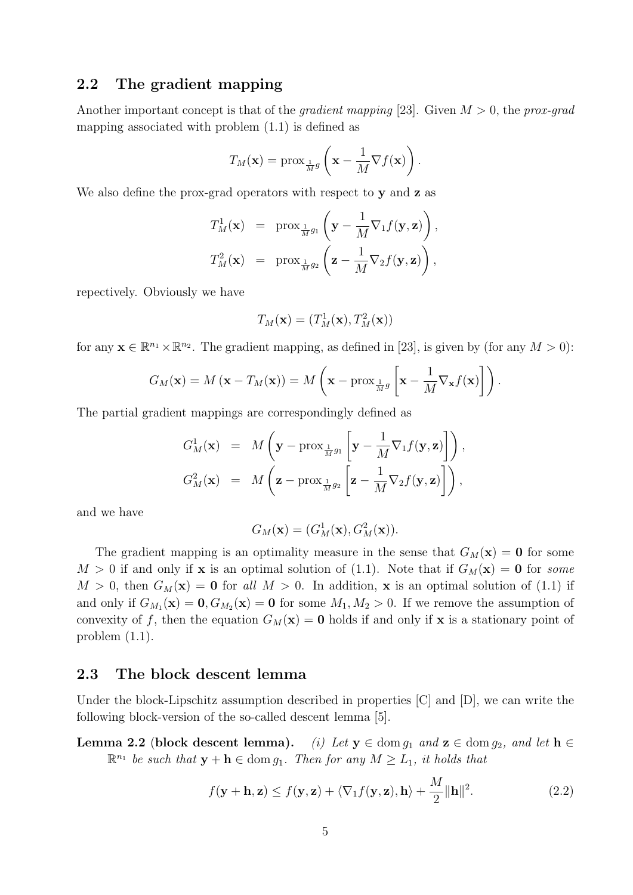## 2.2 The gradient mapping

Another important concept is that of the *gradient mapping* [23]. Given $M > 0$, the *prox-grad* mapping associated with problem (1.1) is defined as

$$T_M(\mathbf{x}) = \operatorname{prox}_{\frac{1}{M}g}\left(\mathbf{x} - \frac{1}{M}\nabla f(\mathbf{x})\right).$$

We also define the prox-grad operators with respect to $\mathbf{y}$ and $\mathbf{z}$ as

$$\begin{aligned} T_M^1(\mathbf{x}) &= \operatorname{prox}_{\frac{1}{M}g_1}\left(\mathbf{y} - \frac{1}{M}\nabla_1 f(\mathbf{y}, \mathbf{z})\right), \\ T_M^2(\mathbf{x}) &= \operatorname{prox}_{\frac{1}{M}g_2}\left(\mathbf{z} - \frac{1}{M}\nabla_2 f(\mathbf{y}, \mathbf{z})\right), \end{aligned}$$

repectively. Obviously we have

$$T_M(\mathbf{x}) = (T_M^1(\mathbf{x}), T_M^2(\mathbf{x}))$$

for any $\mathbf{x} \in \mathbb{R}^{n_1} \times \mathbb{R}^{n_2}$. The gradient mapping, as defined in [23], is given by (for any $M > 0$):

$$G_M(\mathbf{x}) = M\left(\mathbf{x} - T_M(\mathbf{x})\right) = M\left(\mathbf{x} - \operatorname{prox}_{\frac{1}{M}g}\left[\mathbf{x} - \frac{1}{M}\nabla_{\mathbf{x}} f(\mathbf{x})\right]\right).$$

The partial gradient mappings are correspondingly defined as

$$\begin{aligned} G_M^1(\mathbf{x}) &= M\left(\mathbf{y} - \operatorname{prox}_{\frac{1}{M}g_1}\left[\mathbf{y} - \frac{1}{M}\nabla_1 f(\mathbf{y}, \mathbf{z})\right]\right), \\ G_M^2(\mathbf{x}) &= M\left(\mathbf{z} - \operatorname{prox}_{\frac{1}{M}g_2}\left[\mathbf{z} - \frac{1}{M}\nabla_2 f(\mathbf{y}, \mathbf{z})\right]\right), \end{aligned}$$

and we have

$$G_M(\mathbf{x}) = (G_M^1(\mathbf{x}), G_M^2(\mathbf{x})).$$

The gradient mapping is an optimality measure in the sense that $G_M(\mathbf{x}) = \mathbf{0}$ for some $M > 0$ if and only if $\mathbf{x}$ is an optimal solution of (1.1). Note that if $G_M(\mathbf{x}) = \mathbf{0}$ for *some* $M > 0$, then $G_M(\mathbf{x}) = \mathbf{0}$ for *all* $M > 0$. In addition, $\mathbf{x}$ is an optimal solution of (1.1) if and only if $G_{M_1}(\mathbf{x}) = \mathbf{0}, G_{M_2}(\mathbf{x}) = \mathbf{0}$ for some $M_1, M_2 > 0$. If we remove the assumption of convexity of $f$, then the equation $G_M(\mathbf{x}) = \mathbf{0}$ holds if and only if $\mathbf{x}$ is a stationary point of problem (1.1).

## 2.3 The block descent lemma

Under the block-Lipschitz assumption described in properties [C] and [D], we can write the following block-version of the so-called descent lemma [5].

**Lemma 2.2 (block descent lemma).** *(i) Let $\mathbf{y} \in \operatorname{dom} g_1$ and $\mathbf{z} \in \operatorname{dom} g_2$, and let $\mathbf{h} \in \mathbb{R}^{n_1}$ be such that $\mathbf{y} + \mathbf{h} \in \operatorname{dom} g_1$. Then for any $M \geq L_1$, it holds that*

$$f(\mathbf{y} + \mathbf{h}, \mathbf{z}) \leq f(\mathbf{y}, \mathbf{z}) + \langle \nabla_1 f(\mathbf{y}, \mathbf{z}), \mathbf{h} \rangle + \frac{M}{2}\|\mathbf{h}\|^2. \tag{2.2}$$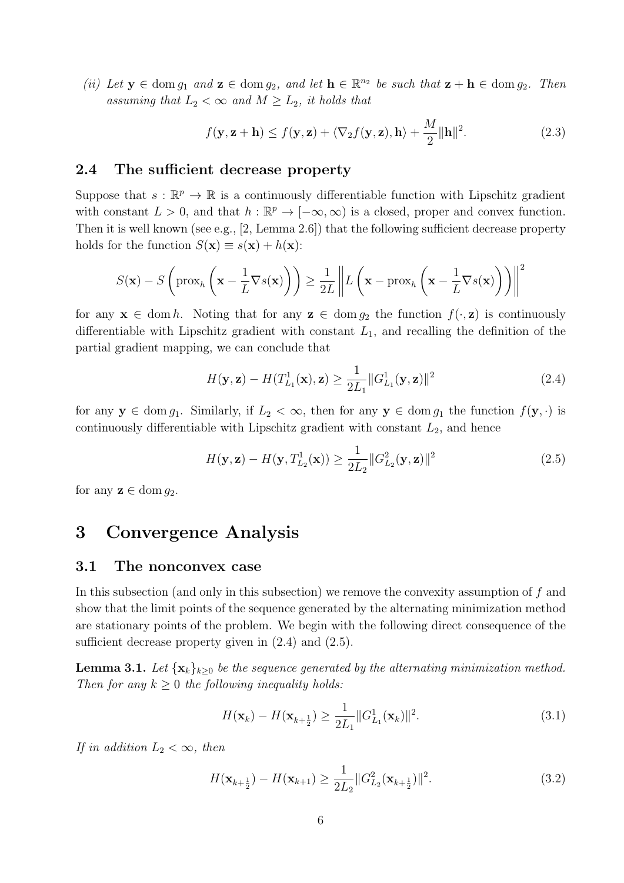*(ii) Let $\mathbf{y} \in \operatorname{dom} g_1$ and $\mathbf{z} \in \operatorname{dom} g_2$, and let $\mathbf{h} \in \mathbb{R}^{n_2}$ be such that $\mathbf{z} + \mathbf{h} \in \operatorname{dom} g_2$. Then assuming that $L_2 < \infty$ and $M \geq L_2$, it holds that*

$$f(\mathbf{y}, \mathbf{z} + \mathbf{h}) \leq f(\mathbf{y}, \mathbf{z}) + \langle \nabla_2 f(\mathbf{y}, \mathbf{z}), \mathbf{h} \rangle + \frac{M}{2} \|\mathbf{h}\|^2. \tag{2.3}$$

### 2.4 The sufficient decrease property

Suppose that $s : \mathbb{R}^p \to \mathbb{R}$ is a continuously differentiable function with Lipschitz gradient with constant $L > 0$, and that $h : \mathbb{R}^p \to [-\infty, \infty)$ is a closed, proper and convex function. Then it is well known (see e.g., [2, Lemma 2.6]) that the following sufficient decrease property holds for the function $S(\mathbf{x}) \equiv s(\mathbf{x}) + h(\mathbf{x})$:

$$S(\mathbf{x}) - S\left(\operatorname{prox}_h\left(\mathbf{x} - \frac{1}{L}\nabla s(\mathbf{x})\right)\right) \geq \frac{1}{2L}\left\| L\left(\mathbf{x} - \operatorname{prox}_h\left(\mathbf{x} - \frac{1}{L}\nabla s(\mathbf{x})\right)\right)\right\|^2$$

for any $\mathbf{x} \in \operatorname{dom} h$. Noting that for any $\mathbf{z} \in \operatorname{dom} g_2$ the function $f(\cdot, \mathbf{z})$ is continuously differentiable with Lipschitz gradient with constant $L_1$, and recalling the definition of the partial gradient mapping, we can conclude that

$$H(\mathbf{y}, \mathbf{z}) - H(T^1_{L_1}(\mathbf{x}), \mathbf{z}) \geq \frac{1}{2L_1} \|G^1_{L_1}(\mathbf{y}, \mathbf{z})\|^2 \tag{2.4}$$

for any $\mathbf{y} \in \operatorname{dom} g_1$. Similarly, if $L_2 < \infty$, then for any $\mathbf{y} \in \operatorname{dom} g_1$ the function $f(\mathbf{y}, \cdot)$ is continuously differentiable with Lipschitz gradient with constant $L_2$, and hence

$$H(\mathbf{y}, \mathbf{z}) - H(\mathbf{y}, T^1_{L_2}(\mathbf{x})) \geq \frac{1}{2L_2} \|G^2_{L_2}(\mathbf{y}, \mathbf{z})\|^2 \tag{2.5}$$

for any $\mathbf{z} \in \operatorname{dom} g_2$.

# 3 Convergence Analysis

### 3.1 The nonconvex case

In this subsection (and only in this subsection) we remove the convexity assumption of $f$ and show that the limit points of the sequence generated by the alternating minimization method are stationary points of the problem. We begin with the following direct consequence of the sufficient decrease property given in (2.4) and (2.5).

**Lemma 3.1.** *Let $\{\mathbf{x}_k\}_{k \geq 0}$ be the sequence generated by the alternating minimization method. Then for any $k \geq 0$ the following inequality holds:*

$$H(\mathbf{x}_k) - H(\mathbf{x}_{k+\frac{1}{2}}) \geq \frac{1}{2L_1} \|G^1_{L_1}(\mathbf{x}_k)\|^2. \tag{3.1}$$

*If in addition $L_2 < \infty$, then*

$$H(\mathbf{x}_{k+\frac{1}{2}}) - H(\mathbf{x}_{k+1}) \geq \frac{1}{2L_2} \|G^2_{L_2}(\mathbf{x}_{k+\frac{1}{2}})\|^2. \tag{3.2}$$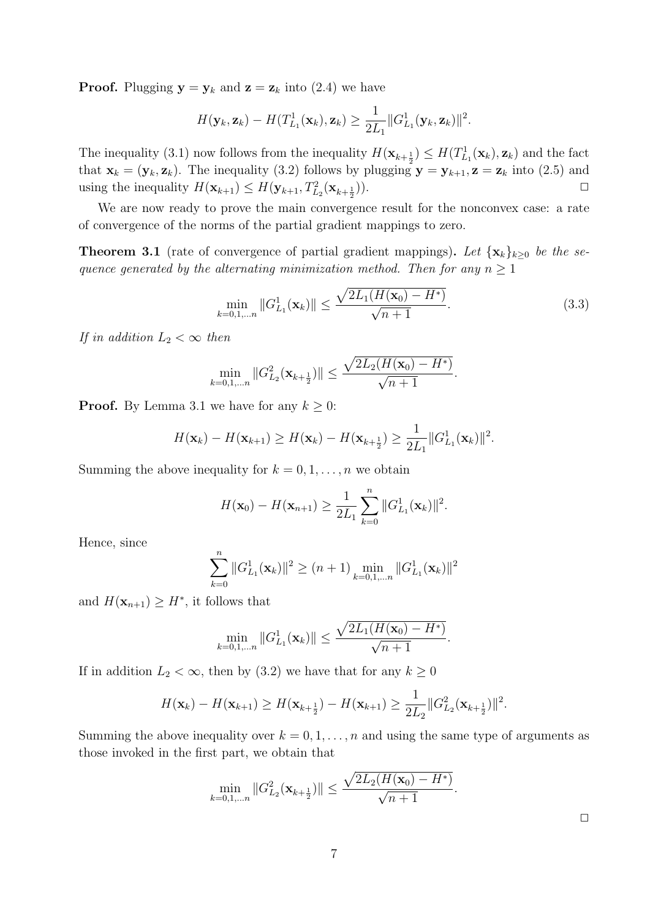**Proof.** Plugging $\mathbf{y} = \mathbf{y}_k$ and $\mathbf{z} = \mathbf{z}_k$ into (2.4) we have

$$H(\mathbf{y}_k, \mathbf{z}_k) - H(T^1_{L_1}(\mathbf{x}_k), \mathbf{z}_k) \geq \frac{1}{2L_1}\|G^1_{L_1}(\mathbf{y}_k, \mathbf{z}_k)\|^2.$$

The inequality (3.1) now follows from the inequality $H(\mathbf{x}_{k+\frac{1}{2}}) \leq H(T^1_{L_1}(\mathbf{x}_k), \mathbf{z}_k)$ and the fact that $\mathbf{x}_k = (\mathbf{y}_k, \mathbf{z}_k)$. The inequality (3.2) follows by plugging $\mathbf{y} = \mathbf{y}_{k+1}, \mathbf{z} = \mathbf{z}_k$ into (2.5) and using the inequality $H(\mathbf{x}_{k+1}) \leq H(\mathbf{y}_{k+1}, T^2_{L_2}(\mathbf{x}_{k+\frac{1}{2}}))$. □

We are now ready to prove the main convergence result for the nonconvex case: a rate of convergence of the norms of the partial gradient mappings to zero.

**Theorem 3.1** (rate of convergence of partial gradient mappings)**.** *Let $\{\mathbf{x}_k\}_{k\geq 0}$ be the sequence generated by the alternating minimization method. Then for any $n \geq 1$*

$$\min_{k=0,1,\ldots n} \|G^1_{L_1}(\mathbf{x}_k)\| \leq \frac{\sqrt{2L_1(H(\mathbf{x}_0) - H^*)}}{\sqrt{n+1}}. \tag{3.3}$$

*If in addition $L_2 < \infty$ then*

$$\min_{k=0,1,\ldots n} \|G^2_{L_2}(\mathbf{x}_{k+\frac{1}{2}})\| \leq \frac{\sqrt{2L_2(H(\mathbf{x}_0) - H^*)}}{\sqrt{n+1}}.$$

**Proof.** By Lemma 3.1 we have for any $k \geq 0$:

$$H(\mathbf{x}_k) - H(\mathbf{x}_{k+1}) \geq H(\mathbf{x}_k) - H(\mathbf{x}_{k+\frac{1}{2}}) \geq \frac{1}{2L_1}\|G^1_{L_1}(\mathbf{x}_k)\|^2.$$

Summing the above inequality for $k = 0, 1, \ldots, n$ we obtain

$$H(\mathbf{x}_0) - H(\mathbf{x}_{n+1}) \geq \frac{1}{2L_1}\sum_{k=0}^{n}\|G^1_{L_1}(\mathbf{x}_k)\|^2.$$

Hence, since

$$\sum_{k=0}^{n}\|G^1_{L_1}(\mathbf{x}_k)\|^2 \geq (n+1)\min_{k=0,1,\ldots n}\|G^1_{L_1}(\mathbf{x}_k)\|^2$$

and $H(\mathbf{x}_{n+1}) \geq H^*$, it follows that

$$\min_{k=0,1,\ldots n} \|G^1_{L_1}(\mathbf{x}_k)\| \leq \frac{\sqrt{2L_1(H(\mathbf{x}_0) - H^*)}}{\sqrt{n+1}}.$$

If in addition $L_2 < \infty$, then by (3.2) we have that for any $k \geq 0$

$$H(\mathbf{x}_k) - H(\mathbf{x}_{k+1}) \geq H(\mathbf{x}_{k+\frac{1}{2}}) - H(\mathbf{x}_{k+1}) \geq \frac{1}{2L_2}\|G^2_{L_2}(\mathbf{x}_{k+\frac{1}{2}})\|^2.$$

Summing the above inequality over $k = 0, 1, \ldots, n$ and using the same type of arguments as those invoked in the first part, we obtain that

$$\min_{k=0,1,\ldots n} \|G^2_{L_2}(\mathbf{x}_{k+\frac{1}{2}})\| \leq \frac{\sqrt{2L_2(H(\mathbf{x}_0) - H^*)}}{\sqrt{n+1}}.$$

□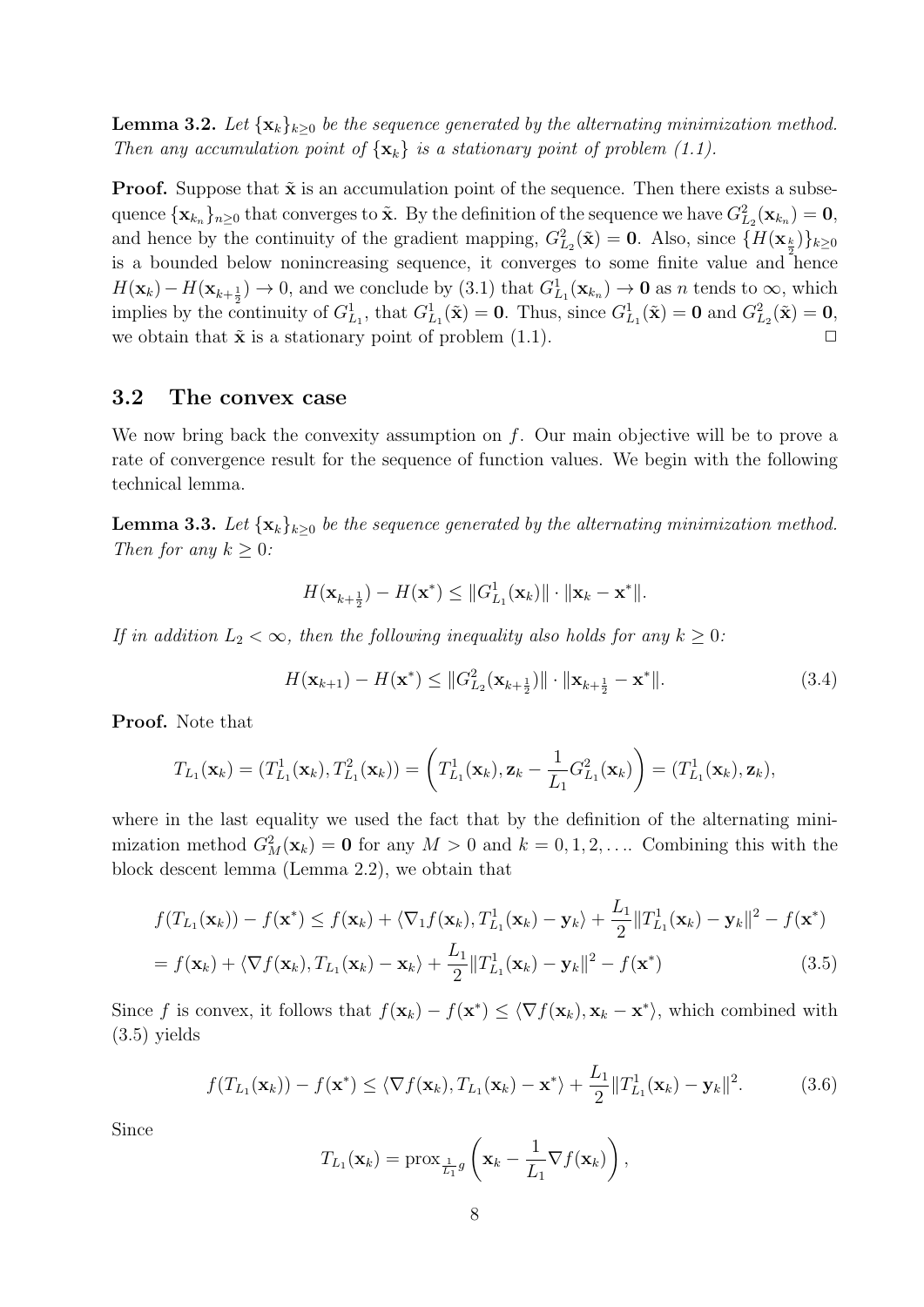**Lemma 3.2.** *Let $\{\mathbf{x}_k\}_{k\geq 0}$ be the sequence generated by the alternating minimization method. Then any accumulation point of $\{\mathbf{x}_k\}$ is a stationary point of problem (1.1).*

**Proof.** Suppose that $\tilde{\mathbf{x}}$ is an accumulation point of the sequence. Then there exists a subsequence $\{\mathbf{x}_{k_n}\}_{n\geq 0}$ that converges to $\tilde{\mathbf{x}}$. By the definition of the sequence we have $G^2_{L_2}(\mathbf{x}_{k_n}) = \mathbf{0}$, and hence by the continuity of the gradient mapping, $G^2_{L_2}(\tilde{\mathbf{x}}) = \mathbf{0}$. Also, since $\{H(\mathbf{x}_{\frac{k}{2}})\}_{k\geq 0}$ is a bounded below nonincreasing sequence, it converges to some finite value and hence $H(\mathbf{x}_k) - H(\mathbf{x}_{k+\frac{1}{2}}) \to 0$, and we conclude by (3.1) that $G^1_{L_1}(\mathbf{x}_{k_n}) \to \mathbf{0}$ as $n$ tends to $\infty$, which implies by the continuity of $G^1_{L_1}$, that $G^1_{L_1}(\tilde{\mathbf{x}}) = \mathbf{0}$. Thus, since $G^1_{L_1}(\tilde{\mathbf{x}}) = \mathbf{0}$ and $G^2_{L_2}(\tilde{\mathbf{x}}) = \mathbf{0}$, we obtain that $\tilde{\mathbf{x}}$ is a stationary point of problem (1.1). $\square$

## 3.2 The convex case

We now bring back the convexity assumption on $f$. Our main objective will be to prove a rate of convergence result for the sequence of function values. We begin with the following technical lemma.

**Lemma 3.3.** *Let $\{\mathbf{x}_k\}_{k\geq 0}$ be the sequence generated by the alternating minimization method. Then for any $k \geq 0$:*

$$H(\mathbf{x}_{k+\frac{1}{2}}) - H(\mathbf{x}^*) \leq \|G^1_{L_1}(\mathbf{x}_k)\| \cdot \|\mathbf{x}_k - \mathbf{x}^*\|.$$

*If in addition $L_2 < \infty$, then the following inequality also holds for any $k \geq 0$:*

$$H(\mathbf{x}_{k+1}) - H(\mathbf{x}^*) \leq \|G^2_{L_2}(\mathbf{x}_{k+\frac{1}{2}})\| \cdot \|\mathbf{x}_{k+\frac{1}{2}} - \mathbf{x}^*\|. \tag{3.4}$$

**Proof.** Note that

$$T_{L_1}(\mathbf{x}_k) = (T^1_{L_1}(\mathbf{x}_k), T^2_{L_1}(\mathbf{x}_k)) = \left(T^1_{L_1}(\mathbf{x}_k), \mathbf{z}_k - \frac{1}{L_1}G^2_{L_1}(\mathbf{x}_k)\right) = (T^1_{L_1}(\mathbf{x}_k), \mathbf{z}_k),$$

where in the last equality we used the fact that by the definition of the alternating minimization method $G^2_M(\mathbf{x}_k) = \mathbf{0}$ for any $M > 0$ and $k = 0, 1, 2, \ldots$. Combining this with the block descent lemma (Lemma 2.2), we obtain that

$$\begin{aligned}
f(T_{L_1}(\mathbf{x}_k)) - f(\mathbf{x}^*) &\leq f(\mathbf{x}_k) + \langle \nabla_1 f(\mathbf{x}_k), T^1_{L_1}(\mathbf{x}_k) - \mathbf{y}_k\rangle + \frac{L_1}{2}\|T^1_{L_1}(\mathbf{x}_k) - \mathbf{y}_k\|^2 - f(\mathbf{x}^*) \\
&= f(\mathbf{x}_k) + \langle \nabla f(\mathbf{x}_k), T_{L_1}(\mathbf{x}_k) - \mathbf{x}_k\rangle + \frac{L_1}{2}\|T^1_{L_1}(\mathbf{x}_k) - \mathbf{y}_k\|^2 - f(\mathbf{x}^*)
\end{aligned} \tag{3.5}$$

Since $f$ is convex, it follows that $f(\mathbf{x}_k) - f(\mathbf{x}^*) \leq \langle \nabla f(\mathbf{x}_k), \mathbf{x}_k - \mathbf{x}^*\rangle$, which combined with (3.5) yields

$$f(T_{L_1}(\mathbf{x}_k)) - f(\mathbf{x}^*) \leq \langle \nabla f(\mathbf{x}_k), T_{L_1}(\mathbf{x}_k) - \mathbf{x}^*\rangle + \frac{L_1}{2}\|T^1_{L_1}(\mathbf{x}_k) - \mathbf{y}_k\|^2. \tag{3.6}$$

Since

$$T_{L_1}(\mathbf{x}_k) = \operatorname{prox}_{\frac{1}{L_1}g}\left(\mathbf{x}_k - \frac{1}{L_1}\nabla f(\mathbf{x}_k)\right),$$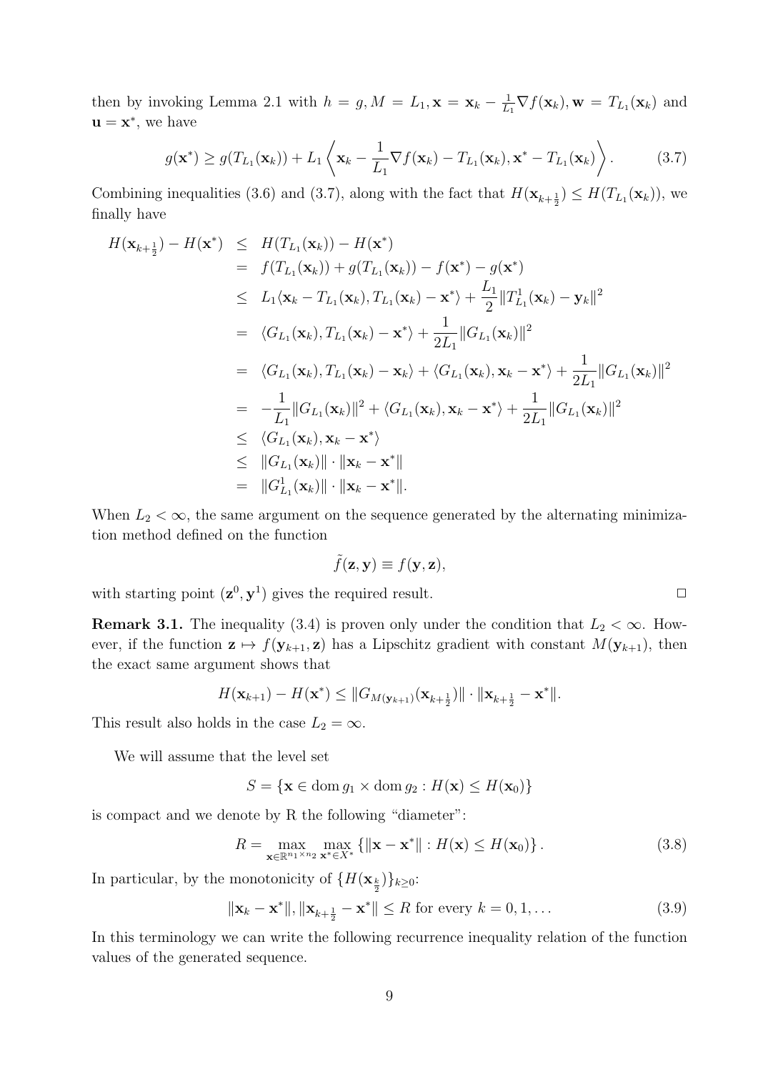then by invoking Lemma 2.1 with $h = g, M = L_1, \mathbf{x} = \mathbf{x}_k - \frac{1}{L_1}\nabla f(\mathbf{x}_k), \mathbf{w} = T_{L_1}(\mathbf{x}_k)$ and $\mathbf{u} = \mathbf{x}^*$, we have

$$g(\mathbf{x}^*) \geq g(T_{L_1}(\mathbf{x}_k)) + L_1 \left\langle \mathbf{x}_k - \frac{1}{L_1}\nabla f(\mathbf{x}_k) - T_{L_1}(\mathbf{x}_k), \mathbf{x}^* - T_{L_1}(\mathbf{x}_k) \right\rangle. \tag{3.7}$$

Combining inequalities (3.6) and (3.7), along with the fact that $H(\mathbf{x}_{k+\frac{1}{2}}) \leq H(T_{L_1}(\mathbf{x}_k))$, we finally have

$$\begin{aligned}
H(\mathbf{x}_{k+\frac{1}{2}}) - H(\mathbf{x}^*) &\leq H(T_{L_1}(\mathbf{x}_k)) - H(\mathbf{x}^*) \\
&= f(T_{L_1}(\mathbf{x}_k)) + g(T_{L_1}(\mathbf{x}_k)) - f(\mathbf{x}^*) - g(\mathbf{x}^*) \\
&\leq L_1 \langle \mathbf{x}_k - T_{L_1}(\mathbf{x}_k), T_{L_1}(\mathbf{x}_k) - \mathbf{x}^* \rangle + \frac{L_1}{2}\|T^1_{L_1}(\mathbf{x}_k) - \mathbf{y}_k\|^2 \\
&= \langle G_{L_1}(\mathbf{x}_k), T_{L_1}(\mathbf{x}_k) - \mathbf{x}^* \rangle + \frac{1}{2L_1}\|G_{L_1}(\mathbf{x}_k)\|^2 \\
&= \langle G_{L_1}(\mathbf{x}_k), T_{L_1}(\mathbf{x}_k) - \mathbf{x}_k \rangle + \langle G_{L_1}(\mathbf{x}_k), \mathbf{x}_k - \mathbf{x}^* \rangle + \frac{1}{2L_1}\|G_{L_1}(\mathbf{x}_k)\|^2 \\
&= -\frac{1}{L_1}\|G_{L_1}(\mathbf{x}_k)\|^2 + \langle G_{L_1}(\mathbf{x}_k), \mathbf{x}_k - \mathbf{x}^* \rangle + \frac{1}{2L_1}\|G_{L_1}(\mathbf{x}_k)\|^2 \\
&\leq \langle G_{L_1}(\mathbf{x}_k), \mathbf{x}_k - \mathbf{x}^* \rangle \\
&\leq \|G_{L_1}(\mathbf{x}_k)\| \cdot \|\mathbf{x}_k - \mathbf{x}^*\| \\
&= \|G^1_{L_1}(\mathbf{x}_k)\| \cdot \|\mathbf{x}_k - \mathbf{x}^*\|.
\end{aligned}$$

When $L_2 < \infty$, the same argument on the sequence generated by the alternating minimization method defined on the function

$$\tilde{f}(\mathbf{z}, \mathbf{y}) \equiv f(\mathbf{y}, \mathbf{z}),$$

with starting point $(\mathbf{z}^0, \mathbf{y}^1)$ gives the required result. $\square$

**Remark 3.1.** The inequality (3.4) is proven only under the condition that $L_2 < \infty$. However, if the function $\mathbf{z} \mapsto f(\mathbf{y}_{k+1}, \mathbf{z})$ has a Lipschitz gradient with constant $M(\mathbf{y}_{k+1})$, then the exact same argument shows that

$$H(\mathbf{x}_{k+1}) - H(\mathbf{x}^*) \leq \|G_{M(\mathbf{y}_{k+1})}(\mathbf{x}_{k+\frac{1}{2}})\| \cdot \|\mathbf{x}_{k+\frac{1}{2}} - \mathbf{x}^*\|.$$

This result also holds in the case $L_2 = \infty$.

We will assume that the level set

$$S = \{\mathbf{x} \in \operatorname{dom} g_1 \times \operatorname{dom} g_2 : H(\mathbf{x}) \leq H(\mathbf{x}_0)\}$$

is compact and we denote by R the following "diameter":

$$R = \max_{\mathbf{x} \in \mathbb{R}^{n_1 \times n_2}} \max_{\mathbf{x}^* \in X^*} \{\|\mathbf{x} - \mathbf{x}^*\| : H(\mathbf{x}) \leq H(\mathbf{x}_0)\}. \tag{3.8}$$

In particular, by the monotonicity of $\{H(\mathbf{x}_{\frac{k}{2}})\}_{k \geq 0}$:

$$\|\mathbf{x}_k - \mathbf{x}^*\|, \|\mathbf{x}_{k+\frac{1}{2}} - \mathbf{x}^*\| \leq R \text{ for every } k = 0, 1, \ldots \tag{3.9}$$

In this terminology we can write the following recurrence inequality relation of the function values of the generated sequence.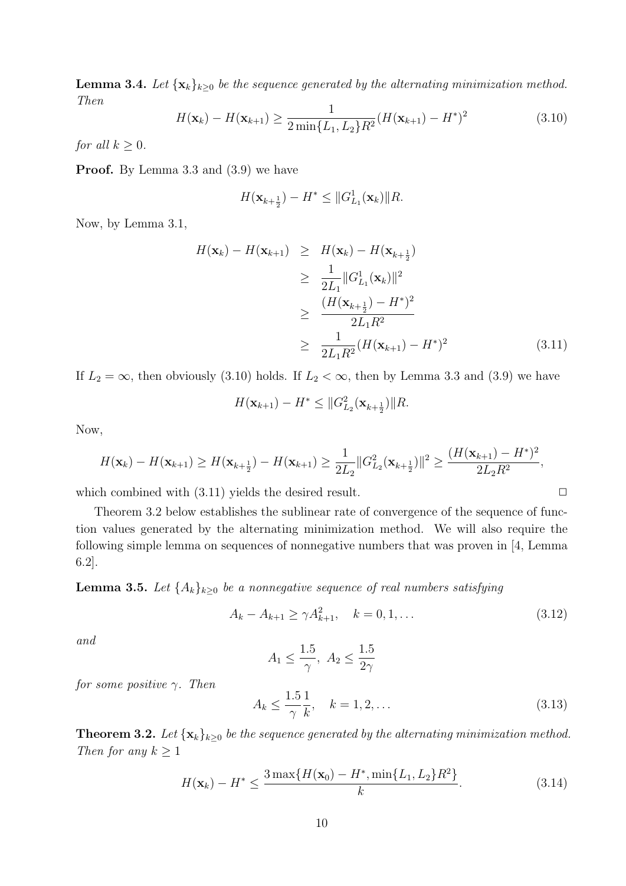**Lemma 3.4.** *Let $\{\mathbf{x}_k\}_{k\geq 0}$ be the sequence generated by the alternating minimization method. Then*

$$H(\mathbf{x}_k) - H(\mathbf{x}_{k+1}) \geq \frac{1}{2\min\{L_1, L_2\}R^2}(H(\mathbf{x}_{k+1}) - H^*)^2 \tag{3.10}$$

*for all $k \geq 0$.*

**Proof.** By Lemma 3.3 and (3.9) we have

$$H(\mathbf{x}_{k+\frac{1}{2}}) - H^* \leq \|G^1_{L_1}(\mathbf{x}_k)\| R.$$

Now, by Lemma 3.1,

$$\begin{aligned}
H(\mathbf{x}_k) - H(\mathbf{x}_{k+1}) &\geq H(\mathbf{x}_k) - H(\mathbf{x}_{k+\frac{1}{2}}) \\
&\geq \frac{1}{2L_1}\|G^1_{L_1}(\mathbf{x}_k)\|^2 \\
&\geq \frac{(H(\mathbf{x}_{k+\frac{1}{2}}) - H^*)^2}{2L_1R^2} \\
&\geq \frac{1}{2L_1R^2}(H(\mathbf{x}_{k+1}) - H^*)^2
\end{aligned} \tag{3.11}$$

If $L_2 = \infty$, then obviously (3.10) holds. If $L_2 < \infty$, then by Lemma 3.3 and (3.9) we have

$$H(\mathbf{x}_{k+1}) - H^* \leq \|G^2_{L_2}(\mathbf{x}_{k+\frac{1}{2}})\| R.$$

Now,

$$H(\mathbf{x}_k) - H(\mathbf{x}_{k+1}) \geq H(\mathbf{x}_{k+\frac{1}{2}}) - H(\mathbf{x}_{k+1}) \geq \frac{1}{2L_2}\|G^2_{L_2}(\mathbf{x}_{k+\frac{1}{2}})\|^2 \geq \frac{(H(\mathbf{x}_{k+1}) - H^*)^2}{2L_2R^2},$$

which combined with (3.11) yields the desired result. □

Theorem 3.2 below establishes the sublinear rate of convergence of the sequence of function values generated by the alternating minimization method. We will also require the following simple lemma on sequences of nonnegative numbers that was proven in [4, Lemma 6.2].

**Lemma 3.5.** *Let $\{A_k\}_{k\geq 0}$ be a nonnegative sequence of real numbers satisfying*

$$A_k - A_{k+1} \geq \gamma A_{k+1}^2, \quad k = 0, 1, \ldots \tag{3.12}$$

*and*

$$A_1 \leq \frac{1.5}{\gamma}, \; A_2 \leq \frac{1.5}{2\gamma}$$

*for some positive $\gamma$. Then*

$$A_k \leq \frac{1.5}{\gamma}\frac{1}{k}, \quad k = 1, 2, \ldots \tag{3.13}$$

**Theorem 3.2.** *Let $\{\mathbf{x}_k\}_{k\geq 0}$ be the sequence generated by the alternating minimization method. Then for any $k \geq 1$*

$$H(\mathbf{x}_k) - H^* \leq \frac{3\max\{H(\mathbf{x}_0) - H^*, \min\{L_1, L_2\}R^2\}}{k}. \tag{3.14}$$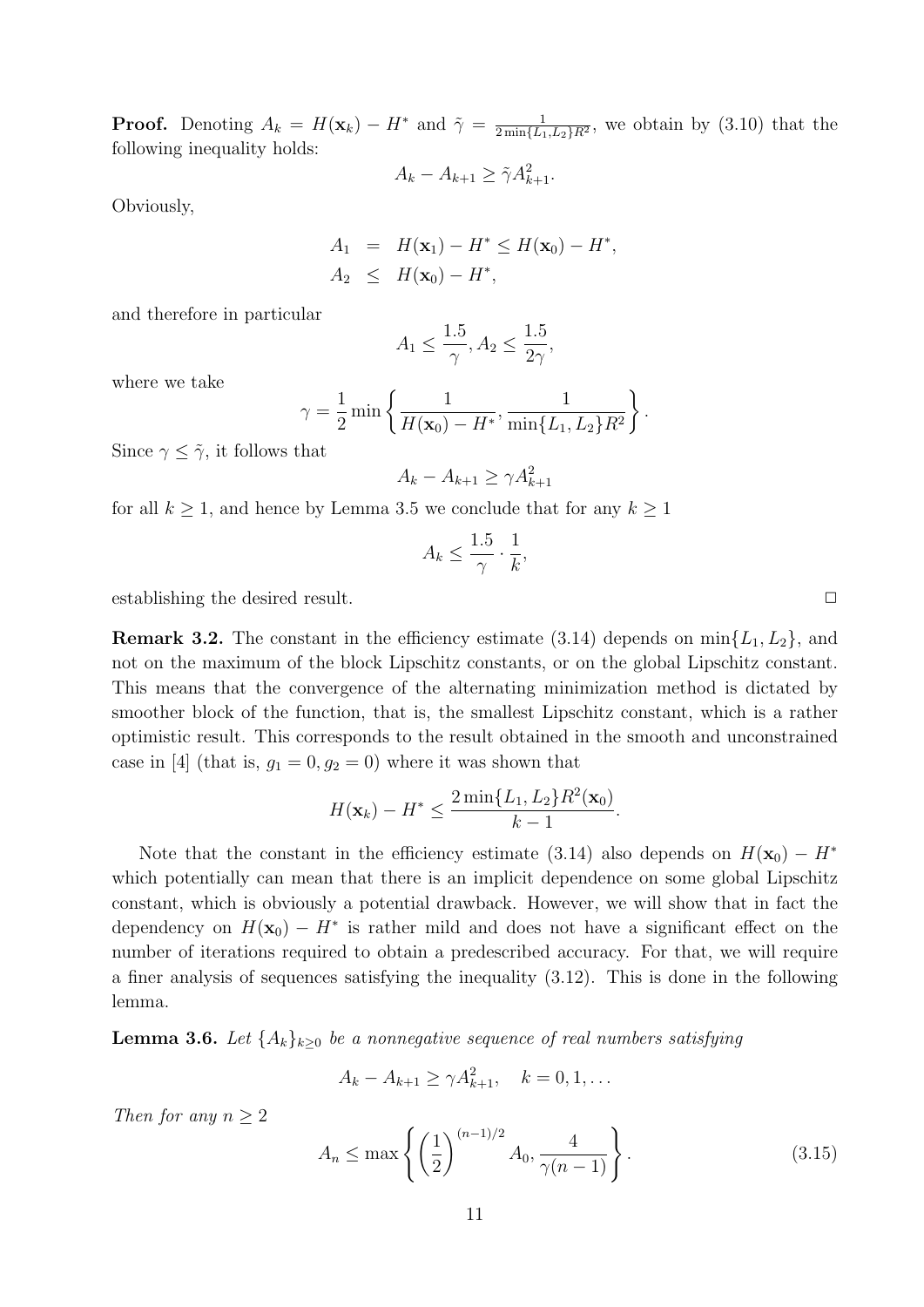**Proof.** Denoting $A_k = H(\mathbf{x}_k) - H^*$ and $\tilde{\gamma} = \frac{1}{2\min\{L_1,L_2\}R^2}$, we obtain by (3.10) that the following inequality holds:

$$A_k - A_{k+1} \geq \tilde{\gamma} A_{k+1}^2.$$

Obviously,

$$\begin{aligned} A_1 &= H(\mathbf{x}_1) - H^* \leq H(\mathbf{x}_0) - H^*, \\ A_2 &\leq H(\mathbf{x}_0) - H^*, \end{aligned}$$

and therefore in particular

$$A_1 \leq \frac{1.5}{\gamma}, A_2 \leq \frac{1.5}{2\gamma},$$

where we take

$$\gamma = \frac{1}{2}\min\left\{\frac{1}{H(\mathbf{x}_0) - H^*}, \frac{1}{\min\{L_1, L_2\}R^2}\right\}.$$

Since $\gamma \leq \tilde{\gamma}$, it follows that

$$A_k - A_{k+1} \geq \gamma A_{k+1}^2$$

for all $k \geq 1$, and hence by Lemma 3.5 we conclude that for any $k \geq 1$

$$A_k \leq \frac{1.5}{\gamma} \cdot \frac{1}{k},$$

establishing the desired result. $\square$

**Remark 3.2.** The constant in the efficiency estimate (3.14) depends on $\min\{L_1, L_2\}$, and not on the maximum of the block Lipschitz constants, or on the global Lipschitz constant. This means that the convergence of the alternating minimization method is dictated by smoother block of the function, that is, the smallest Lipschitz constant, which is a rather optimistic result. This corresponds to the result obtained in the smooth and unconstrained case in [4] (that is, $g_1 = 0, g_2 = 0$) where it was shown that

$$H(\mathbf{x}_k) - H^* \leq \frac{2\min\{L_1, L_2\}R^2(\mathbf{x}_0)}{k-1}.$$

Note that the constant in the efficiency estimate (3.14) also depends on $H(\mathbf{x}_0) - H^*$ which potentially can mean that there is an implicit dependence on some global Lipschitz constant, which is obviously a potential drawback. However, we will show that in fact the dependency on $H(\mathbf{x}_0) - H^*$ is rather mild and does not have a significant effect on the number of iterations required to obtain a predescribed accuracy. For that, we will require a finer analysis of sequences satisfying the inequality (3.12). This is done in the following lemma.

**Lemma 3.6.** *Let $\{A_k\}_{k\geq 0}$ be a nonnegative sequence of real numbers satisfying*

$$A_k - A_{k+1} \geq \gamma A_{k+1}^2, \quad k = 0, 1, \ldots$$

*Then for any $n \geq 2$*

$$A_n \leq \max\left\{\left(\frac{1}{2}\right)^{(n-1)/2} A_0, \frac{4}{\gamma(n-1)}\right\}. \tag{3.15}$$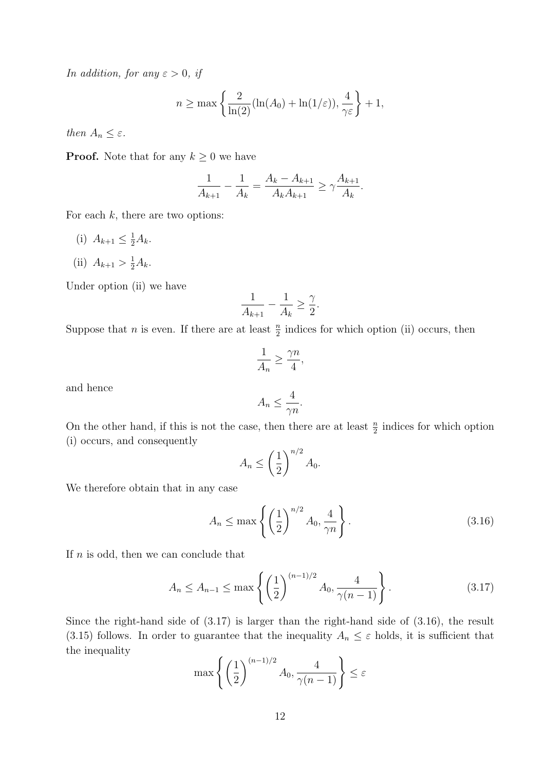*In addition, for any $\varepsilon > 0$, if*

$$n \geq \max\left\{\frac{2}{\ln(2)}(\ln(A_0) + \ln(1/\varepsilon)), \frac{4}{\gamma\varepsilon}\right\} + 1,$$

*then $A_n \leq \varepsilon$.*

**Proof.** Note that for any $k \geq 0$ we have

$$\frac{1}{A_{k+1}} - \frac{1}{A_k} = \frac{A_k - A_{k+1}}{A_k A_{k+1}} \geq \gamma \frac{A_{k+1}}{A_k}.$$

For each $k$, there are two options:

(i) $A_{k+1} \leq \frac{1}{2} A_k$.

(ii) $A_{k+1} > \frac{1}{2} A_k$.

Under option (ii) we have

$$\frac{1}{A_{k+1}} - \frac{1}{A_k} \geq \frac{\gamma}{2}.$$

Suppose that $n$ is even. If there are at least $\frac{n}{2}$ indices for which option (ii) occurs, then

$$\frac{1}{A_n} \geq \frac{\gamma n}{4},$$

and hence

$$A_n \leq \frac{4}{\gamma n}.$$

On the other hand, if this is not the case, then there are at least $\frac{n}{2}$ indices for which option (i) occurs, and consequently

$$A_n \leq \left(\frac{1}{2}\right)^{n/2} A_0.$$

We therefore obtain that in any case

$$A_n \leq \max\left\{\left(\frac{1}{2}\right)^{n/2} A_0, \frac{4}{\gamma n}\right\}. \tag{3.16}$$

If $n$ is odd, then we can conclude that

$$A_n \leq A_{n-1} \leq \max\left\{\left(\frac{1}{2}\right)^{(n-1)/2} A_0, \frac{4}{\gamma(n-1)}\right\}. \tag{3.17}$$

Since the right-hand side of (3.17) is larger than the right-hand side of (3.16), the result (3.15) follows. In order to guarantee that the inequality $A_n \leq \varepsilon$ holds, it is sufficient that the inequality

$$\max\left\{\left(\frac{1}{2}\right)^{(n-1)/2} A_0, \frac{4}{\gamma(n-1)}\right\} \leq \varepsilon$$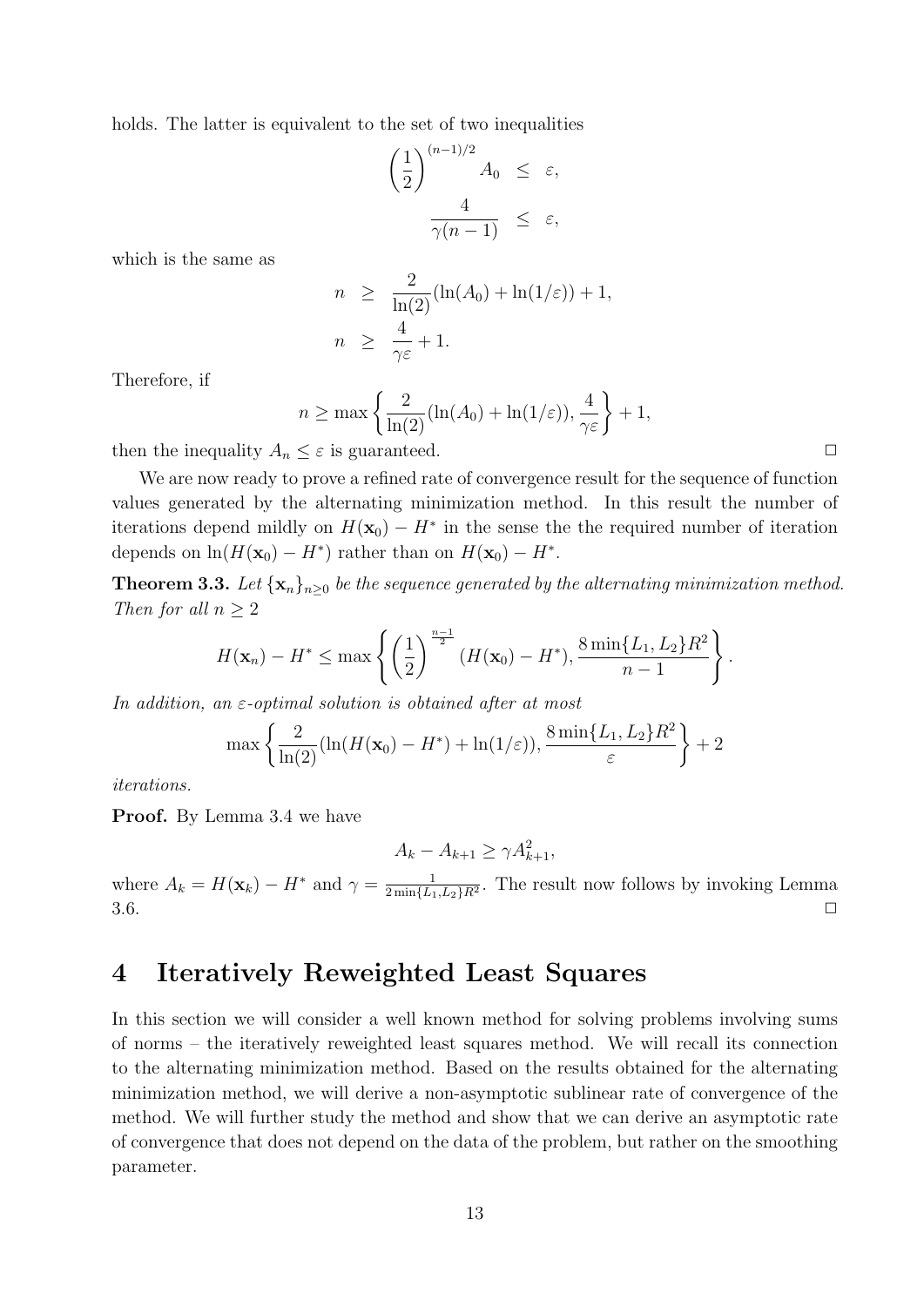holds. The latter is equivalent to the set of two inequalities

$$\begin{aligned}
\left(\frac{1}{2}\right)^{(n-1)/2} A_0 &\leq \varepsilon, \\
\frac{4}{\gamma(n-1)} &\leq \varepsilon,
\end{aligned}$$

which is the same as

$$\begin{aligned}
n &\geq \frac{2}{\ln(2)}(\ln(A_0) + \ln(1/\varepsilon)) + 1, \\
n &\geq \frac{4}{\gamma\varepsilon} + 1.
\end{aligned}$$

Therefore, if

$$n \geq \max\left\{\frac{2}{\ln(2)}(\ln(A_0) + \ln(1/\varepsilon)), \frac{4}{\gamma\varepsilon}\right\} + 1,$$

then the inequality $A_n \leq \varepsilon$ is guaranteed. □

We are now ready to prove a refined rate of convergence result for the sequence of function values generated by the alternating minimization method. In this result the number of iterations depend mildly on $H(\mathbf{x}_0) - H^*$ in the sense the the required number of iteration depends on $\ln(H(\mathbf{x}_0) - H^*)$ rather than on $H(\mathbf{x}_0) - H^*$.

**Theorem 3.3.** *Let $\{\mathbf{x}_n\}_{n\geq 0}$ be the sequence generated by the alternating minimization method. Then for all $n \geq 2$*

$$H(\mathbf{x}_n) - H^* \leq \max\left\{\left(\frac{1}{2}\right)^{\frac{n-1}{2}}(H(\mathbf{x}_0) - H^*), \frac{8\min\{L_1, L_2\}R^2}{n-1}\right\}.$$

*In addition, an $\varepsilon$-optimal solution is obtained after at most*

$$\max\left\{\frac{2}{\ln(2)}(\ln(H(\mathbf{x}_0) - H^*) + \ln(1/\varepsilon)), \frac{8\min\{L_1, L_2\}R^2}{\varepsilon}\right\} + 2$$

*iterations.*

**Proof.** By Lemma 3.4 we have

$$A_k - A_{k+1} \geq \gamma A_{k+1}^2,$$

where $A_k = H(\mathbf{x}_k) - H^*$ and $\gamma = \frac{1}{2\min\{L_1, L_2\}R^2}$. The result now follows by invoking Lemma 3.6. □

# 4 Iteratively Reweighted Least Squares

In this section we will consider a well known method for solving problems involving sums of norms – the iteratively reweighted least squares method. We will recall its connection to the alternating minimization method. Based on the results obtained for the alternating minimization method, we will derive a non-asymptotic sublinear rate of convergence of the method. We will further study the method and show that we can derive an asymptotic rate of convergence that does not depend on the data of the problem, but rather on the smoothing parameter.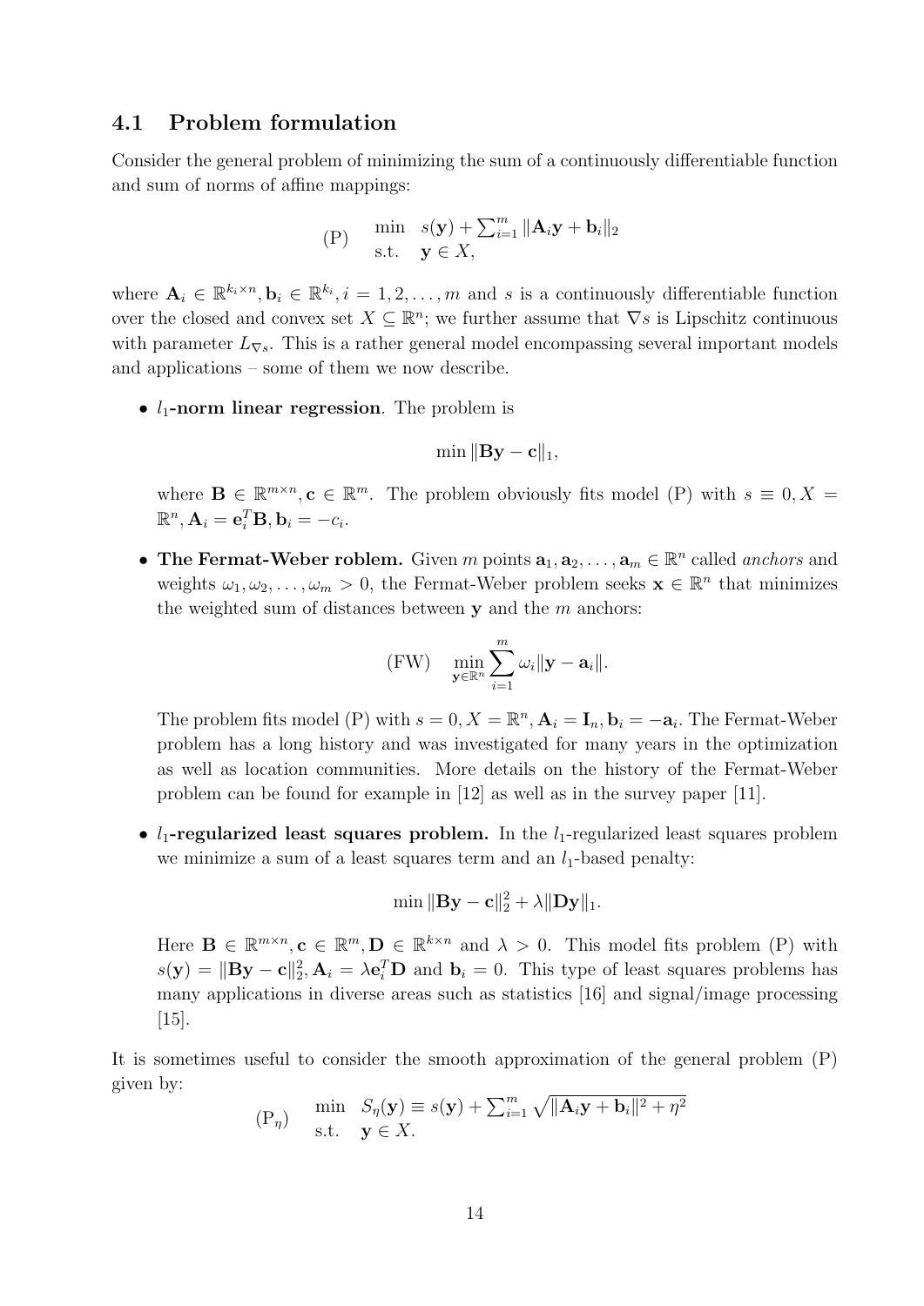### 4.1 Problem formulation

Consider the general problem of minimizing the sum of a continuously differentiable function and sum of norms of affine mappings:

$$\text{(P)} \quad \begin{array}{ll} \min & s(\mathbf{y}) + \sum_{i=1}^m \|\mathbf{A}_i\mathbf{y} + \mathbf{b}_i\|_2 \\ \text{s.t.} & \mathbf{y} \in X, \end{array}$$

where $\mathbf{A}_i \in \mathbb{R}^{k_i \times n}, \mathbf{b}_i \in \mathbb{R}^{k_i}, i = 1, 2, \ldots, m$ and $s$ is a continuously differentiable function over the closed and convex set $X \subseteq \mathbb{R}^n$; we further assume that $\nabla s$ is Lipschitz continuous with parameter $L_{\nabla s}$. This is a rather general model encompassing several important models and applications – some of them we now describe.

- **$l_1$-norm linear regression**. The problem is

  $$\min \|\mathbf{B}\mathbf{y} - \mathbf{c}\|_1,$$

  where $\mathbf{B} \in \mathbb{R}^{m \times n}, \mathbf{c} \in \mathbb{R}^m$. The problem obviously fits model (P) with $s \equiv 0, X = \mathbb{R}^n, \mathbf{A}_i = \mathbf{e}_i^T\mathbf{B}, \mathbf{b}_i = -c_i$.

- **The Fermat-Weber roblem.** Given $m$ points $\mathbf{a}_1, \mathbf{a}_2, \ldots, \mathbf{a}_m \in \mathbb{R}^n$ called *anchors* and weights $\omega_1, \omega_2, \ldots, \omega_m > 0$, the Fermat-Weber problem seeks $\mathbf{x} \in \mathbb{R}^n$ that minimizes the weighted sum of distances between $\mathbf{y}$ and the $m$ anchors:

  $$\text{(FW)} \quad \min_{\mathbf{y} \in \mathbb{R}^n} \sum_{i=1}^m \omega_i \|\mathbf{y} - \mathbf{a}_i\|.$$

  The problem fits model (P) with $s = 0, X = \mathbb{R}^n, \mathbf{A}_i = \mathbf{I}_n, \mathbf{b}_i = -\mathbf{a}_i$. The Fermat-Weber problem has a long history and was investigated for many years in the optimization as well as location communities. More details on the history of the Fermat-Weber problem can be found for example in [12] as well as in the survey paper [11].

- **$l_1$-regularized least squares problem.** In the $l_1$-regularized least squares problem we minimize a sum of a least squares term and an $l_1$-based penalty:

  $$\min \|\mathbf{B}\mathbf{y} - \mathbf{c}\|_2^2 + \lambda\|\mathbf{D}\mathbf{y}\|_1.$$

  Here $\mathbf{B} \in \mathbb{R}^{m \times n}, \mathbf{c} \in \mathbb{R}^m, \mathbf{D} \in \mathbb{R}^{k \times n}$ and $\lambda > 0$. This model fits problem (P) with $s(\mathbf{y}) = \|\mathbf{B}\mathbf{y} - \mathbf{c}\|_2^2, \mathbf{A}_i = \lambda\mathbf{e}_i^T\mathbf{D}$ and $\mathbf{b}_i = 0$. This type of least squares problems has many applications in diverse areas such as statistics [16] and signal/image processing [15].

It is sometimes useful to consider the smooth approximation of the general problem (P) given by:

$$(\text{P}_\eta) \quad \begin{array}{ll} \min & S_\eta(\mathbf{y}) \equiv s(\mathbf{y}) + \sum_{i=1}^m \sqrt{\|\mathbf{A}_i\mathbf{y} + \mathbf{b}_i\|^2 + \eta^2} \\ \text{s.t.} & \mathbf{y} \in X. \end{array}$$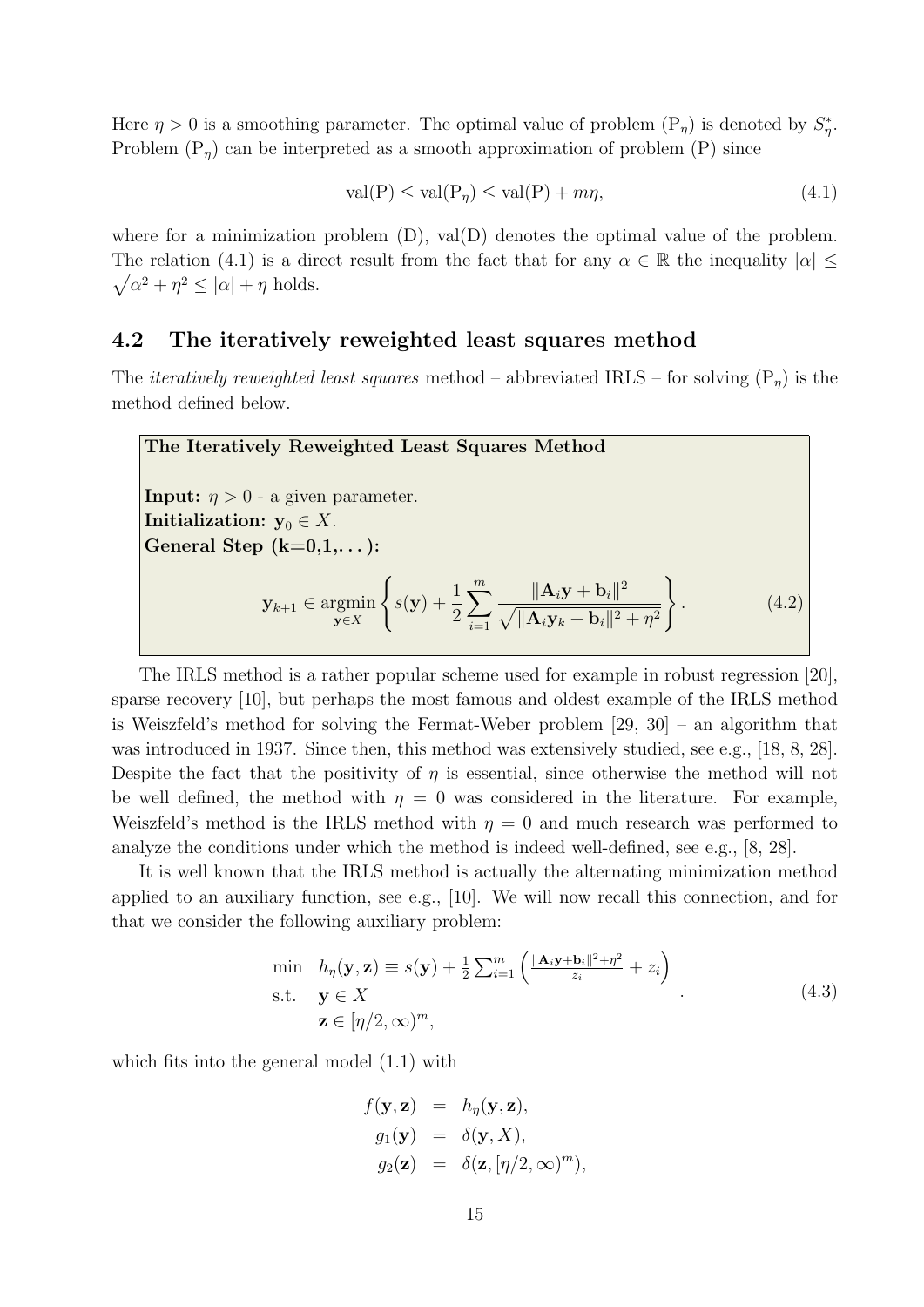Here $\eta > 0$ is a smoothing parameter. The optimal value of problem ($\text{P}_\eta$) is denoted by $S^*_\eta$. Problem ($\text{P}_\eta$) can be interpreted as a smooth approximation of problem (P) since

$$\text{val}(\text{P}) \leq \text{val}(\text{P}_\eta) \leq \text{val}(\text{P}) + m\eta, \tag{4.1}$$

where for a minimization problem (D), val(D) denotes the optimal value of the problem. The relation (4.1) is a direct result from the fact that for any $\alpha \in \mathbb{R}$ the inequality $|\alpha| \leq \sqrt{\alpha^2 + \eta^2} \leq |\alpha| + \eta$ holds.

## 4.2 The iteratively reweighted least squares method

The *iteratively reweighted least squares* method – abbreviated IRLS – for solving ($\text{P}_\eta$) is the method defined below.

**The Iteratively Reweighted Least Squares Method**

**Input:** $\eta > 0$ - a given parameter.
**Initialization:** $\mathbf{y}_0 \in X$.
**General Step (k=0,1,...):**

$$\mathbf{y}_{k+1} \in \underset{\mathbf{y}\in X}{\operatorname{argmin}} \left\{ s(\mathbf{y}) + \frac{1}{2}\sum_{i=1}^{m} \frac{\|\mathbf{A}_i\mathbf{y} + \mathbf{b}_i\|^2}{\sqrt{\|\mathbf{A}_i\mathbf{y}_k + \mathbf{b}_i\|^2 + \eta^2}} \right\}. \tag{4.2}$$

The IRLS method is a rather popular scheme used for example in robust regression [20], sparse recovery [10], but perhaps the most famous and oldest example of the IRLS method is Weiszfeld's method for solving the Fermat-Weber problem [29, 30] – an algorithm that was introduced in 1937. Since then, this method was extensively studied, see e.g., [18, 8, 28]. Despite the fact that the positivity of $\eta$ is essential, since otherwise the method will not be well defined, the method with $\eta = 0$ was considered in the literature. For example, Weiszfeld's method is the IRLS method with $\eta = 0$ and much research was performed to analyze the conditions under which the method is indeed well-defined, see e.g., [8, 28].

It is well known that the IRLS method is actually the alternating minimization method applied to an auxiliary function, see e.g., [10]. We will now recall this connection, and for that we consider the following auxiliary problem:

$$\begin{array}{ll} \min & h_\eta(\mathbf{y}, \mathbf{z}) \equiv s(\mathbf{y}) + \frac{1}{2}\sum_{i=1}^m \left( \frac{\|\mathbf{A}_i\mathbf{y}+\mathbf{b}_i\|^2 + \eta^2}{z_i} + z_i \right) \\ \text{s.t.} & \mathbf{y} \in X \\ & \mathbf{z} \in [\eta/2, \infty)^m, \end{array} \tag{4.3}$$

which fits into the general model (1.1) with

$$\begin{array}{rcl} f(\mathbf{y}, \mathbf{z}) & = & h_\eta(\mathbf{y}, \mathbf{z}), \\ g_1(\mathbf{y}) & = & \delta(\mathbf{y}, X), \\ g_2(\mathbf{z}) & = & \delta(\mathbf{z}, [\eta/2, \infty)^m), \end{array}$$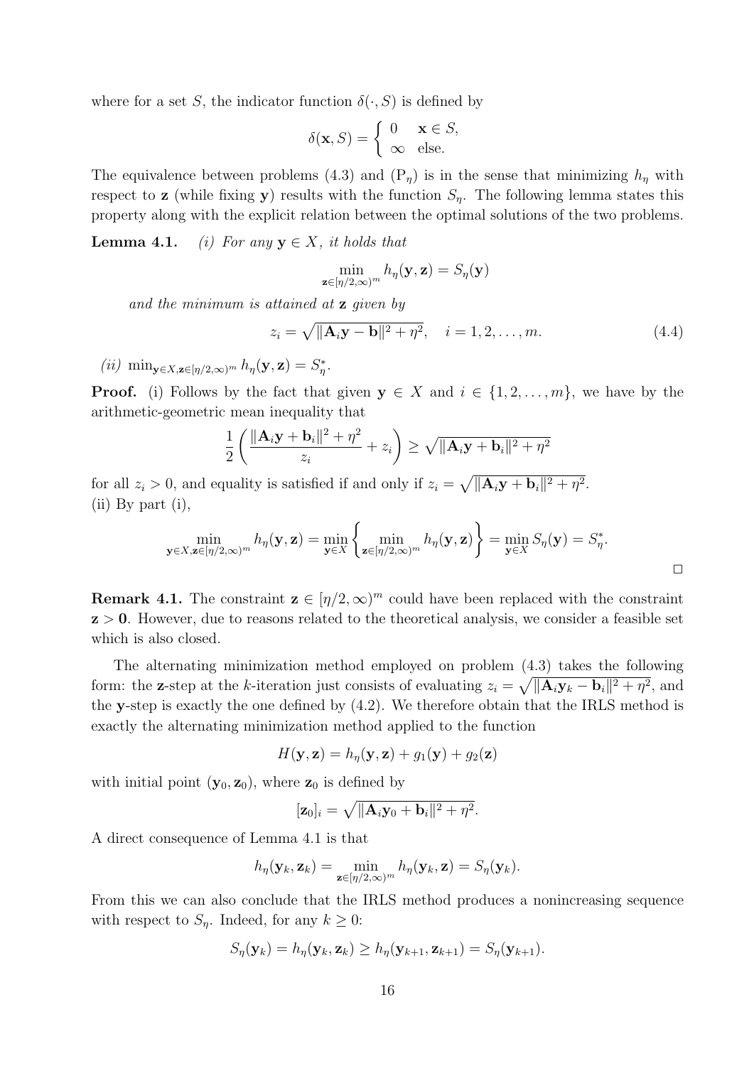where for a set $S$, the indicator function $\delta(\cdot, S)$ is defined by

$$\delta(\mathbf{x}, S) = \begin{cases} 0 & \mathbf{x} \in S, \\ \infty & \text{else.} \end{cases}$$

The equivalence between problems (4.3) and ($\mathrm{P}_\eta$) is in the sense that minimizing $h_\eta$ with respect to $\mathbf{z}$ (while fixing $\mathbf{y}$) results with the function $S_\eta$. The following lemma states this property along with the explicit relation between the optimal solutions of the two problems.

**Lemma 4.1.** *(i) For any $\mathbf{y} \in X$, it holds that*

$$\min_{\mathbf{z} \in [\eta/2, \infty)^m} h_\eta(\mathbf{y}, \mathbf{z}) = S_\eta(\mathbf{y})$$

*and the minimum is attained at $\mathbf{z}$ given by*

$$z_i = \sqrt{\|\mathbf{A}_i \mathbf{y} - \mathbf{b}\|^2 + \eta^2}, \quad i = 1, 2, \ldots, m. \tag{4.4}$$

*(ii)* $\min_{\mathbf{y} \in X, \mathbf{z} \in [\eta/2, \infty)^m} h_\eta(\mathbf{y}, \mathbf{z}) = S^*_\eta$.

**Proof.** (i) Follows by the fact that given $\mathbf{y} \in X$ and $i \in \{1, 2, \ldots, m\}$, we have by the arithmetic-geometric mean inequality that

$$\frac{1}{2}\left(\frac{\|\mathbf{A}_i \mathbf{y} + \mathbf{b}_i\|^2 + \eta^2}{z_i} + z_i\right) \geq \sqrt{\|\mathbf{A}_i \mathbf{y} + \mathbf{b}_i\|^2 + \eta^2}$$

for all $z_i > 0$, and equality is satisfied if and only if $z_i = \sqrt{\|\mathbf{A}_i \mathbf{y} + \mathbf{b}_i\|^2 + \eta^2}$.
(ii) By part (i),

$$\min_{\mathbf{y} \in X, \mathbf{z} \in [\eta/2, \infty)^m} h_\eta(\mathbf{y}, \mathbf{z}) = \min_{\mathbf{y} \in X} \left\{ \min_{\mathbf{z} \in [\eta/2, \infty)^m} h_\eta(\mathbf{y}, \mathbf{z}) \right\} = \min_{\mathbf{y} \in X} S_\eta(\mathbf{y}) = S^*_\eta.$$

□

**Remark 4.1.** The constraint $\mathbf{z} \in [\eta/2, \infty)^m$ could have been replaced with the constraint $\mathbf{z} > \mathbf{0}$. However, due to reasons related to the theoretical analysis, we consider a feasible set which is also closed.

The alternating minimization method employed on problem (4.3) takes the following form: the $\mathbf{z}$-step at the $k$-iteration just consists of evaluating $z_i = \sqrt{\|\mathbf{A}_i \mathbf{y}_k - \mathbf{b}_i\|^2 + \eta^2}$, and the $\mathbf{y}$-step is exactly the one defined by (4.2). We therefore obtain that the IRLS method is exactly the alternating minimization method applied to the function

$$H(\mathbf{y}, \mathbf{z}) = h_\eta(\mathbf{y}, \mathbf{z}) + g_1(\mathbf{y}) + g_2(\mathbf{z})$$

with initial point $(\mathbf{y}_0, \mathbf{z}_0)$, where $\mathbf{z}_0$ is defined by

$$[\mathbf{z}_0]_i = \sqrt{\|\mathbf{A}_i \mathbf{y}_0 + \mathbf{b}_i\|^2 + \eta^2}.$$

A direct consequence of Lemma 4.1 is that

$$h_\eta(\mathbf{y}_k, \mathbf{z}_k) = \min_{\mathbf{z} \in [\eta/2, \infty)^m} h_\eta(\mathbf{y}_k, \mathbf{z}) = S_\eta(\mathbf{y}_k).$$

From this we can also conclude that the IRLS method produces a nonincreasing sequence with respect to $S_\eta$. Indeed, for any $k \geq 0$:

$$S_\eta(\mathbf{y}_k) = h_\eta(\mathbf{y}_k, \mathbf{z}_k) \geq h_\eta(\mathbf{y}_{k+1}, \mathbf{z}_{k+1}) = S_\eta(\mathbf{y}_{k+1}).$$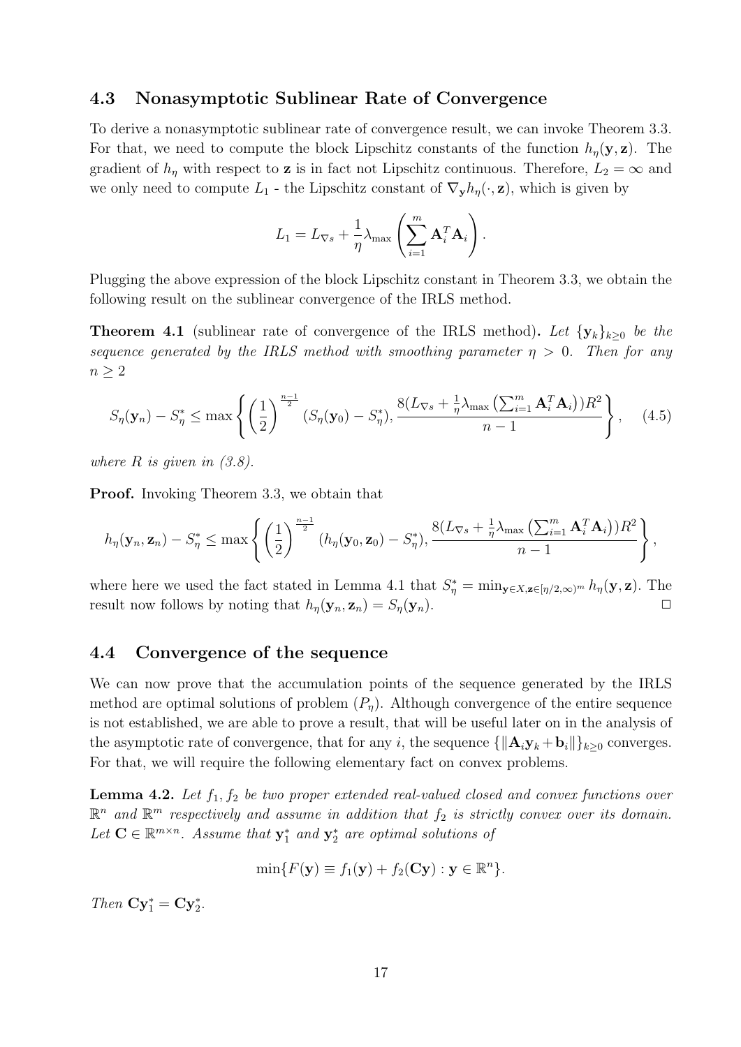### 4.3 Nonasymptotic Sublinear Rate of Convergence

To derive a nonasymptotic sublinear rate of convergence result, we can invoke Theorem 3.3. For that, we need to compute the block Lipschitz constants of the function $h_\eta(\mathbf{y}, \mathbf{z})$. The gradient of $h_\eta$ with respect to $\mathbf{z}$ is in fact not Lipschitz continuous. Therefore, $L_2 = \infty$ and we only need to compute $L_1$ - the Lipschitz constant of $\nabla_{\mathbf{y}} h_\eta(\cdot, \mathbf{z})$, which is given by

$$L_1 = L_{\nabla s} + \frac{1}{\eta}\lambda_{\max}\left(\sum_{i=1}^m \mathbf{A}_i^T \mathbf{A}_i\right).$$

Plugging the above expression of the block Lipschitz constant in Theorem 3.3, we obtain the following result on the sublinear convergence of the IRLS method.

**Theorem 4.1** (sublinear rate of convergence of the IRLS method)**.** *Let $\{\mathbf{y}_k\}_{k\geq 0}$ be the sequence generated by the IRLS method with smoothing parameter $\eta > 0$. Then for any $n \geq 2$*

$$S_\eta(\mathbf{y}_n) - S_\eta^* \leq \max\left\{\left(\frac{1}{2}\right)^{\frac{n-1}{2}}(S_\eta(\mathbf{y}_0) - S_\eta^*), \frac{8(L_{\nabla s} + \frac{1}{\eta}\lambda_{\max}\left(\sum_{i=1}^m \mathbf{A}_i^T\mathbf{A}_i\right))R^2}{n-1}\right\}, \quad (4.5)$$

*where $R$ is given in (3.8).*

**Proof.** Invoking Theorem 3.3, we obtain that

$$h_\eta(\mathbf{y}_n, \mathbf{z}_n) - S_\eta^* \leq \max\left\{\left(\frac{1}{2}\right)^{\frac{n-1}{2}}(h_\eta(\mathbf{y}_0, \mathbf{z}_0) - S_\eta^*), \frac{8(L_{\nabla s} + \frac{1}{\eta}\lambda_{\max}\left(\sum_{i=1}^m \mathbf{A}_i^T\mathbf{A}_i\right))R^2}{n-1}\right\},$$

where here we used the fact stated in Lemma 4.1 that $S_\eta^* = \min_{\mathbf{y}\in X, \mathbf{z}\in[\eta/2,\infty)^m} h_\eta(\mathbf{y}, \mathbf{z})$. The result now follows by noting that $h_\eta(\mathbf{y}_n, \mathbf{z}_n) = S_\eta(\mathbf{y}_n)$. ☐

### 4.4 Convergence of the sequence

We can now prove that the accumulation points of the sequence generated by the IRLS method are optimal solutions of problem $(P_\eta)$. Although convergence of the entire sequence is not established, we are able to prove a result, that will be useful later on in the analysis of the asymptotic rate of convergence, that for any $i$, the sequence $\{\|\mathbf{A}_i\mathbf{y}_k + \mathbf{b}_i\|\}_{k\geq 0}$ converges. For that, we will require the following elementary fact on convex problems.

**Lemma 4.2.** *Let $f_1, f_2$ be two proper extended real-valued closed and convex functions over $\mathbb{R}^n$ and $\mathbb{R}^m$ respectively and assume in addition that $f_2$ is strictly convex over its domain. Let $\mathbf{C} \in \mathbb{R}^{m\times n}$. Assume that $\mathbf{y}_1^*$ and $\mathbf{y}_2^*$ are optimal solutions of*

$$\min\{F(\mathbf{y}) \equiv f_1(\mathbf{y}) + f_2(\mathbf{C}\mathbf{y}) : \mathbf{y} \in \mathbb{R}^n\}.$$

*Then $\mathbf{C}\mathbf{y}_1^* = \mathbf{C}\mathbf{y}_2^*$.*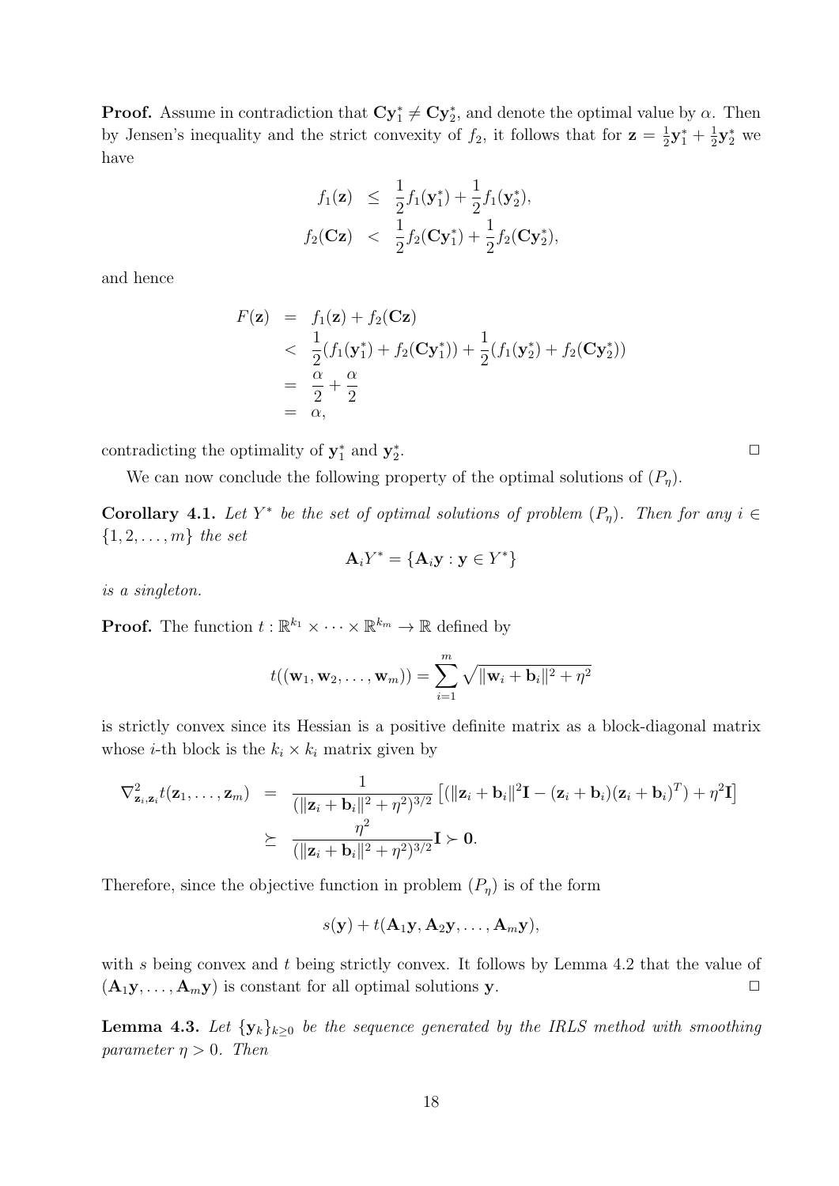**Proof.** Assume in contradiction that $\mathbf{C}\mathbf{y}_1^* \neq \mathbf{C}\mathbf{y}_2^*$, and denote the optimal value by $\alpha$. Then by Jensen's inequality and the strict convexity of $f_2$, it follows that for $\mathbf{z} = \frac{1}{2}\mathbf{y}_1^* + \frac{1}{2}\mathbf{y}_2^*$ we have

$$
\begin{aligned}
f_1(\mathbf{z}) &\leq \frac{1}{2}f_1(\mathbf{y}_1^*) + \frac{1}{2}f_1(\mathbf{y}_2^*), \\
f_2(\mathbf{C}\mathbf{z}) &< \frac{1}{2}f_2(\mathbf{C}\mathbf{y}_1^*) + \frac{1}{2}f_2(\mathbf{C}\mathbf{y}_2^*),
\end{aligned}
$$

and hence

$$
\begin{aligned}
F(\mathbf{z}) &= f_1(\mathbf{z}) + f_2(\mathbf{C}\mathbf{z}) \\
&< \frac{1}{2}(f_1(\mathbf{y}_1^*) + f_2(\mathbf{C}\mathbf{y}_1^*)) + \frac{1}{2}(f_1(\mathbf{y}_2^*) + f_2(\mathbf{C}\mathbf{y}_2^*)) \\
&= \frac{\alpha}{2} + \frac{\alpha}{2} \\
&= \alpha,
\end{aligned}
$$

contradicting the optimality of $\mathbf{y}_1^*$ and $\mathbf{y}_2^*$. $\square$

We can now conclude the following property of the optimal solutions of $(P_\eta)$.

**Corollary 4.1.** *Let $Y^*$ be the set of optimal solutions of problem $(P_\eta)$. Then for any $i \in \{1, 2, \ldots, m\}$ the set*

$$
\mathbf{A}_i Y^* = \{\mathbf{A}_i \mathbf{y} : \mathbf{y} \in Y^*\}
$$

*is a singleton.*

**Proof.** The function $t : \mathbb{R}^{k_1} \times \cdots \times \mathbb{R}^{k_m} \to \mathbb{R}$ defined by

$$
t((\mathbf{w}_1, \mathbf{w}_2, \ldots, \mathbf{w}_m)) = \sum_{i=1}^{m} \sqrt{\|\mathbf{w}_i + \mathbf{b}_i\|^2 + \eta^2}
$$

is strictly convex since its Hessian is a positive definite matrix as a block-diagonal matrix whose $i$-th block is the $k_i \times k_i$ matrix given by

$$
\begin{aligned}
\nabla^2_{\mathbf{z}_i, \mathbf{z}_i} t(\mathbf{z}_1, \ldots, \mathbf{z}_m) &= \frac{1}{(\|\mathbf{z}_i + \mathbf{b}_i\|^2 + \eta^2)^{3/2}} \left[ (\|\mathbf{z}_i + \mathbf{b}_i\|^2 \mathbf{I} - (\mathbf{z}_i + \mathbf{b}_i)(\mathbf{z}_i + \mathbf{b}_i)^T) + \eta^2 \mathbf{I} \right] \\
&\succeq \frac{\eta^2}{(\|\mathbf{z}_i + \mathbf{b}_i\|^2 + \eta^2)^{3/2}} \mathbf{I} \succ \mathbf{0}.
\end{aligned}
$$

Therefore, since the objective function in problem $(P_\eta)$ is of the form

$$
s(\mathbf{y}) + t(\mathbf{A}_1\mathbf{y}, \mathbf{A}_2\mathbf{y}, \ldots, \mathbf{A}_m\mathbf{y}),
$$

with $s$ being convex and $t$ being strictly convex. It follows by Lemma 4.2 that the value of $(\mathbf{A}_1\mathbf{y}, \ldots, \mathbf{A}_m\mathbf{y})$ is constant for all optimal solutions $\mathbf{y}$. $\square$

**Lemma 4.3.** *Let $\{\mathbf{y}_k\}_{k \geq 0}$ be the sequence generated by the IRLS method with smoothing parameter $\eta > 0$. Then*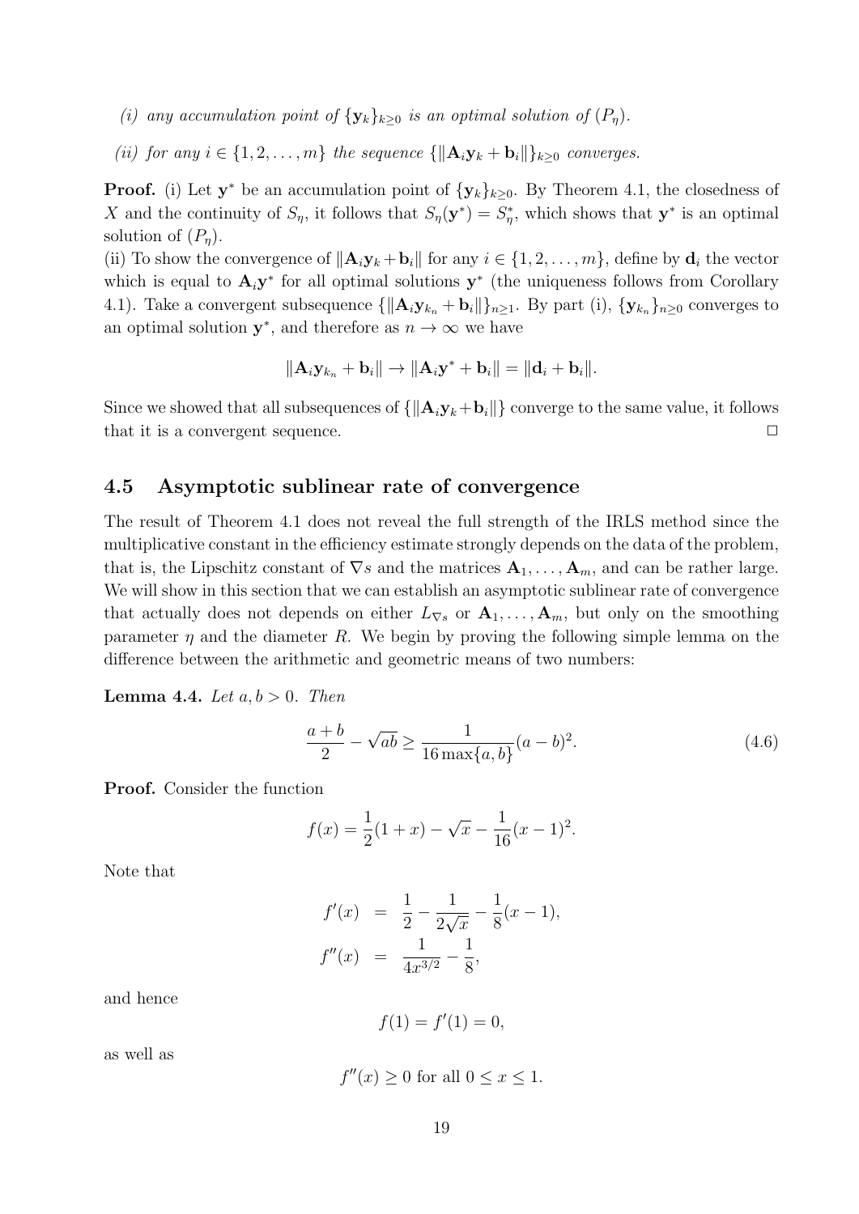*(i) any accumulation point of $\{\mathbf{y}_k\}_{k\geq 0}$ is an optimal solution of $(P_\eta)$.*

*(ii) for any $i \in \{1,2,\ldots,m\}$ the sequence $\{\|\mathbf{A}_i\mathbf{y}_k + \mathbf{b}_i\|\}_{k\geq 0}$ converges.*

**Proof.** (i) Let $\mathbf{y}^*$ be an accumulation point of $\{\mathbf{y}_k\}_{k\geq 0}$. By Theorem 4.1, the closedness of $X$ and the continuity of $S_\eta$, it follows that $S_\eta(\mathbf{y}^*) = S^*_\eta$, which shows that $\mathbf{y}^*$ is an optimal solution of $(P_\eta)$.

(ii) To show the convergence of $\|\mathbf{A}_i\mathbf{y}_k + \mathbf{b}_i\|$ for any $i \in \{1,2,\ldots,m\}$, define by $\mathbf{d}_i$ the vector which is equal to $\mathbf{A}_i\mathbf{y}^*$ for all optimal solutions $\mathbf{y}^*$ (the uniqueness follows from Corollary 4.1). Take a convergent subsequence $\{\|\mathbf{A}_i\mathbf{y}_{k_n} + \mathbf{b}_i\|\}_{n\geq 1}$. By part (i), $\{\mathbf{y}_{k_n}\}_{n\geq 0}$ converges to an optimal solution $\mathbf{y}^*$, and therefore as $n \to \infty$ we have

$$\|\mathbf{A}_i\mathbf{y}_{k_n} + \mathbf{b}_i\| \to \|\mathbf{A}_i\mathbf{y}^* + \mathbf{b}_i\| = \|\mathbf{d}_i + \mathbf{b}_i\|.$$

Since we showed that all subsequences of $\{\|\mathbf{A}_i\mathbf{y}_k + \mathbf{b}_i\|\}$ converge to the same value, it follows that it is a convergent sequence. $\square$

## 4.5 Asymptotic sublinear rate of convergence

The result of Theorem 4.1 does not reveal the full strength of the IRLS method since the multiplicative constant in the efficiency estimate strongly depends on the data of the problem, that is, the Lipschitz constant of $\nabla s$ and the matrices $\mathbf{A}_1,\ldots,\mathbf{A}_m$, and can be rather large. We will show in this section that we can establish an asymptotic sublinear rate of convergence that actually does not depends on either $L_{\nabla s}$ or $\mathbf{A}_1,\ldots,\mathbf{A}_m$, but only on the smoothing parameter $\eta$ and the diameter $R$. We begin by proving the following simple lemma on the difference between the arithmetic and geometric means of two numbers:

**Lemma 4.4.** *Let $a, b > 0$. Then*

$$\frac{a+b}{2} - \sqrt{ab} \geq \frac{1}{16\max\{a,b\}}(a-b)^2. \tag{4.6}$$

**Proof.** Consider the function

$$f(x) = \frac{1}{2}(1+x) - \sqrt{x} - \frac{1}{16}(x-1)^2.$$

Note that

$$\begin{aligned} f'(x) &= \frac{1}{2} - \frac{1}{2\sqrt{x}} - \frac{1}{8}(x-1), \\ f''(x) &= \frac{1}{4x^{3/2}} - \frac{1}{8}, \end{aligned}$$

and hence

$$f(1) = f'(1) = 0,$$

as well as

$$f''(x) \geq 0 \text{ for all } 0 \leq x \leq 1.$$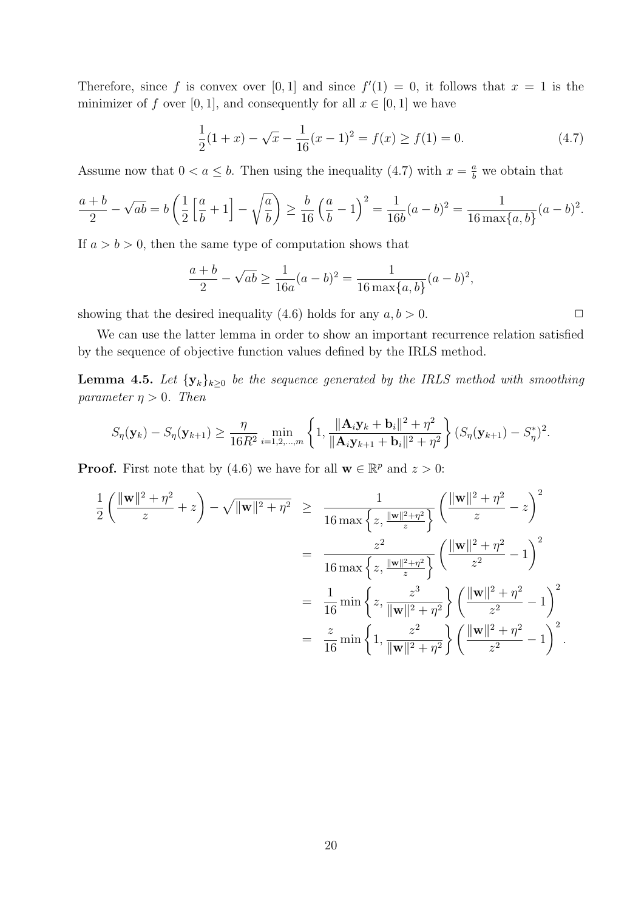Therefore, since $f$ is convex over $[0,1]$ and since $f'(1) = 0$, it follows that $x = 1$ is the minimizer of $f$ over $[0,1]$, and consequently for all $x \in [0,1]$ we have

$$\frac{1}{2}(1+x) - \sqrt{x} - \frac{1}{16}(x-1)^2 = f(x) \geq f(1) = 0. \tag{4.7}$$

Assume now that $0 < a \leq b$. Then using the inequality (4.7) with $x = \frac{a}{b}$ we obtain that

$$\frac{a+b}{2} - \sqrt{ab} = b\left(\frac{1}{2}\left[\frac{a}{b}+1\right] - \sqrt{\frac{a}{b}}\right) \geq \frac{b}{16}\left(\frac{a}{b}-1\right)^2 = \frac{1}{16b}(a-b)^2 = \frac{1}{16\max\{a,b\}}(a-b)^2.$$

If $a > b > 0$, then the same type of computation shows that

$$\frac{a+b}{2} - \sqrt{ab} \geq \frac{1}{16a}(a-b)^2 = \frac{1}{16\max\{a,b\}}(a-b)^2,$$

showing that the desired inequality (4.6) holds for any $a, b > 0$. $\square$

We can use the latter lemma in order to show an important recurrence relation satisfied by the sequence of objective function values defined by the IRLS method.

**Lemma 4.5.** *Let $\{\mathbf{y}_k\}_{k\geq 0}$ be the sequence generated by the IRLS method with smoothing parameter $\eta > 0$. Then*

$$S_\eta(\mathbf{y}_k) - S_\eta(\mathbf{y}_{k+1}) \geq \frac{\eta}{16R^2}\min_{i=1,2,\ldots,m}\left\{1, \frac{\|\mathbf{A}_i\mathbf{y}_k + \mathbf{b}_i\|^2 + \eta^2}{\|\mathbf{A}_i\mathbf{y}_{k+1} + \mathbf{b}_i\|^2 + \eta^2}\right\}(S_\eta(\mathbf{y}_{k+1}) - S^*_\eta)^2.$$

**Proof.** First note that by (4.6) we have for all $\mathbf{w} \in \mathbb{R}^p$ and $z > 0$:

$$\begin{aligned}
\frac{1}{2}\left(\frac{\|\mathbf{w}\|^2+\eta^2}{z} + z\right) - \sqrt{\|\mathbf{w}\|^2+\eta^2} &\geq \frac{1}{16\max\left\{z, \frac{\|\mathbf{w}\|^2+\eta^2}{z}\right\}}\left(\frac{\|\mathbf{w}\|^2+\eta^2}{z} - z\right)^2 \\
&= \frac{z^2}{16\max\left\{z, \frac{\|\mathbf{w}\|^2+\eta^2}{z}\right\}}\left(\frac{\|\mathbf{w}\|^2+\eta^2}{z^2} - 1\right)^2 \\
&= \frac{1}{16}\min\left\{z, \frac{z^3}{\|\mathbf{w}\|^2+\eta^2}\right\}\left(\frac{\|\mathbf{w}\|^2+\eta^2}{z^2} - 1\right)^2 \\
&= \frac{z}{16}\min\left\{1, \frac{z^2}{\|\mathbf{w}\|^2+\eta^2}\right\}\left(\frac{\|\mathbf{w}\|^2+\eta^2}{z^2} - 1\right)^2.
\end{aligned}$$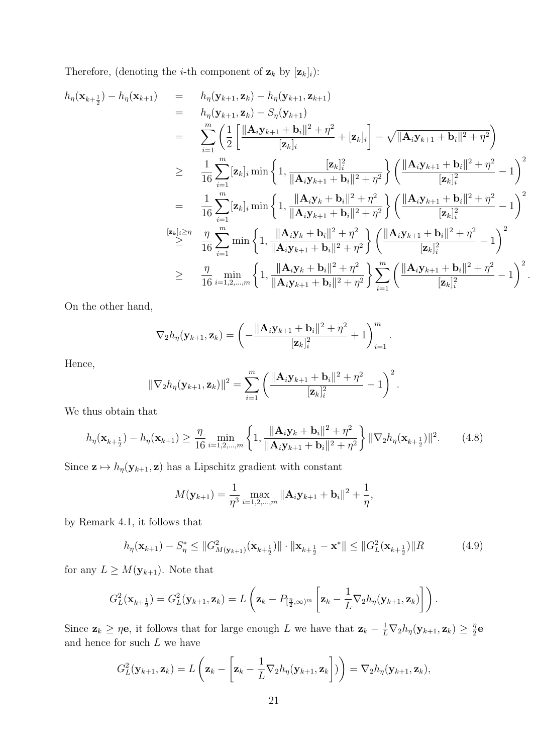Therefore, (denoting the $i$-th component of $\mathbf{z}_k$ by $[\mathbf{z}_k]_i$):

$$
\begin{aligned}
h_\eta(\mathbf{x}_{k+\frac{1}{2}}) - h_\eta(\mathbf{x}_{k+1}) &= h_\eta(\mathbf{y}_{k+1}, \mathbf{z}_k) - h_\eta(\mathbf{y}_{k+1}, \mathbf{z}_{k+1}) \\
&= h_\eta(\mathbf{y}_{k+1}, \mathbf{z}_k) - S_\eta(\mathbf{y}_{k+1}) \\
&= \sum_{i=1}^m \left( \frac{1}{2}\left[ \frac{\|\mathbf{A}_i\mathbf{y}_{k+1} + \mathbf{b}_i\|^2 + \eta^2}{[\mathbf{z}_k]_i} + [\mathbf{z}_k]_i \right] - \sqrt{\|\mathbf{A}_i\mathbf{y}_{k+1} + \mathbf{b}_i\|^2 + \eta^2} \right) \\
&\geq \frac{1}{16}\sum_{i=1}^m [\mathbf{z}_k]_i \min\left\{1, \frac{[\mathbf{z}_k]_i^2}{\|\mathbf{A}_i\mathbf{y}_{k+1} + \mathbf{b}_i\|^2 + \eta^2}\right\} \left( \frac{\|\mathbf{A}_i\mathbf{y}_{k+1} + \mathbf{b}_i\|^2 + \eta^2}{[\mathbf{z}_k]_i^2} - 1 \right)^2 \\
&= \frac{1}{16}\sum_{i=1}^m [\mathbf{z}_k]_i \min\left\{1, \frac{\|\mathbf{A}_i\mathbf{y}_{k} + \mathbf{b}_i\|^2 + \eta^2}{\|\mathbf{A}_i\mathbf{y}_{k+1} + \mathbf{b}_i\|^2 + \eta^2}\right\} \left( \frac{\|\mathbf{A}_i\mathbf{y}_{k+1} + \mathbf{b}_i\|^2 + \eta^2}{[\mathbf{z}_k]_i^2} - 1 \right)^2 \\
&\overset{[\mathbf{z}_k]_i \geq \eta}{\geq} \frac{\eta}{16}\sum_{i=1}^m \min\left\{1, \frac{\|\mathbf{A}_i\mathbf{y}_{k} + \mathbf{b}_i\|^2 + \eta^2}{\|\mathbf{A}_i\mathbf{y}_{k+1} + \mathbf{b}_i\|^2 + \eta^2}\right\} \left( \frac{\|\mathbf{A}_i\mathbf{y}_{k+1} + \mathbf{b}_i\|^2 + \eta^2}{[\mathbf{z}_k]_i^2} - 1 \right)^2 \\
&\geq \frac{\eta}{16}\min_{i=1,2,\ldots,m} \left\{1, \frac{\|\mathbf{A}_i\mathbf{y}_{k} + \mathbf{b}_i\|^2 + \eta^2}{\|\mathbf{A}_i\mathbf{y}_{k+1} + \mathbf{b}_i\|^2 + \eta^2}\right\} \sum_{i=1}^m \left( \frac{\|\mathbf{A}_i\mathbf{y}_{k+1} + \mathbf{b}_i\|^2 + \eta^2}{[\mathbf{z}_k]_i^2} - 1 \right)^2 .
\end{aligned}
$$

On the other hand,

$$
\nabla_2 h_\eta(\mathbf{y}_{k+1}, \mathbf{z}_k) = \left( -\frac{\|\mathbf{A}_i\mathbf{y}_{k+1} + \mathbf{b}_i\|^2 + \eta^2}{[\mathbf{z}_k]_i^2} + 1 \right)_{i=1}^m .
$$

Hence,

$$
\|\nabla_2 h_\eta(\mathbf{y}_{k+1}, \mathbf{z}_k)\|^2 = \sum_{i=1}^m \left( \frac{\|\mathbf{A}_i\mathbf{y}_{k+1} + \mathbf{b}_i\|^2 + \eta^2}{[\mathbf{z}_k]_i^2} - 1 \right)^2 .
$$

We thus obtain that

$$
h_\eta(\mathbf{x}_{k+\frac{1}{2}}) - h_\eta(\mathbf{x}_{k+1}) \geq \frac{\eta}{16}\min_{i=1,2,\ldots,m} \left\{1, \frac{\|\mathbf{A}_i\mathbf{y}_{k} + \mathbf{b}_i\|^2 + \eta^2}{\|\mathbf{A}_i\mathbf{y}_{k+1} + \mathbf{b}_i\|^2 + \eta^2}\right\} \|\nabla_2 h_\eta(\mathbf{x}_{k+\frac{1}{2}})\|^2. \tag{4.8}
$$

Since $\mathbf{z} \mapsto h_\eta(\mathbf{y}_{k+1}, \mathbf{z})$ has a Lipschitz gradient with constant

$$
M(\mathbf{y}_{k+1}) = \frac{1}{\eta^3}\max_{i=1,2,\ldots,m} \|\mathbf{A}_i\mathbf{y}_{k+1} + \mathbf{b}_i\|^2 + \frac{1}{\eta},
$$

by Remark 4.1, it follows that

$$
h_\eta(\mathbf{x}_{k+1}) - S_\eta^* \leq \|G^2_{M(\mathbf{y}_{k+1})}(\mathbf{x}_{k+\frac{1}{2}})\| \cdot \|\mathbf{x}_{k+\frac{1}{2}} - \mathbf{x}^*\| \leq \|G^2_L(\mathbf{x}_{k+\frac{1}{2}})\| R \tag{4.9}
$$

for any $L \geq M(\mathbf{y}_{k+1})$. Note that

$$
G^2_L(\mathbf{x}_{k+\frac{1}{2}}) = G^2_L(\mathbf{y}_{k+1}, \mathbf{z}_k) = L\left( \mathbf{z}_k - P_{[\frac{\eta}{2}, \infty)^m}\left[ \mathbf{z}_k - \frac{1}{L}\nabla_2 h_\eta(\mathbf{y}_{k+1}, \mathbf{z}_k) \right] \right).
$$

Since $\mathbf{z}_k \geq \eta \mathbf{e}$, it follows that for large enough $L$ we have that $\mathbf{z}_k - \frac{1}{L}\nabla_2 h_\eta(\mathbf{y}_{k+1}, \mathbf{z}_k) \geq \frac{\eta}{2}\mathbf{e}$ and hence for such $L$ we have

$$
G^2_L(\mathbf{y}_{k+1}, \mathbf{z}_k) = L\left( \mathbf{z}_k - \left[ \mathbf{z}_k - \frac{1}{L}\nabla_2 h_\eta(\mathbf{y}_{k+1}, \mathbf{z}_k \right]) \right) = \nabla_2 h_\eta(\mathbf{y}_{k+1}, \mathbf{z}_k),
$$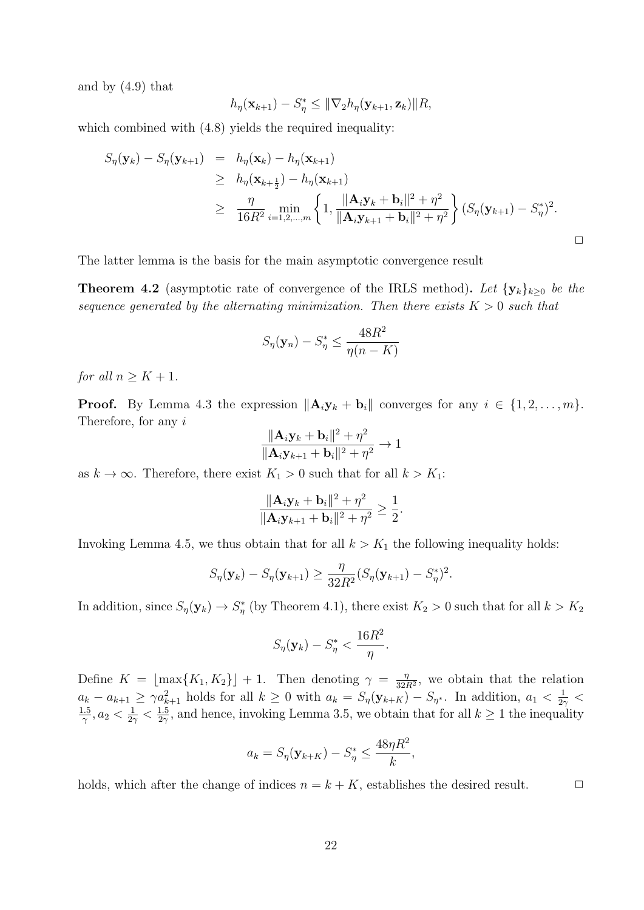and by (4.9) that

$$h_\eta(\mathbf{x}_{k+1}) - S_\eta^* \leq \|\nabla_2 h_\eta(\mathbf{y}_{k+1}, \mathbf{z}_k)\| R,$$

which combined with (4.8) yields the required inequality:

$$\begin{aligned} S_\eta(\mathbf{y}_k) - S_\eta(\mathbf{y}_{k+1}) &= h_\eta(\mathbf{x}_k) - h_\eta(\mathbf{x}_{k+1}) \\ &\geq h_\eta(\mathbf{x}_{k+\frac{1}{2}}) - h_\eta(\mathbf{x}_{k+1}) \\ &\geq \frac{\eta}{16R^2} \min_{i=1,2,\ldots,m} \left\{ 1, \frac{\|\mathbf{A}_i\mathbf{y}_k + \mathbf{b}_i\|^2 + \eta^2}{\|\mathbf{A}_i\mathbf{y}_{k+1} + \mathbf{b}_i\|^2 + \eta^2} \right\} (S_\eta(\mathbf{y}_{k+1}) - S_\eta^*)^2. \end{aligned}$$

□

The latter lemma is the basis for the main asymptotic convergence result

**Theorem 4.2** (asymptotic rate of convergence of the IRLS method)**.** *Let $\{\mathbf{y}_k\}_{k\geq 0}$ be the sequence generated by the alternating minimization. Then there exists $K > 0$ such that*

$$S_\eta(\mathbf{y}_n) - S_\eta^* \leq \frac{48R^2}{\eta(n-K)}$$

*for all $n \geq K+1$.*

**Proof.** By Lemma 4.3 the expression $\|\mathbf{A}_i\mathbf{y}_k + \mathbf{b}_i\|$ converges for any $i \in \{1, 2, \ldots, m\}$. Therefore, for any $i$

$$\frac{\|\mathbf{A}_i\mathbf{y}_k + \mathbf{b}_i\|^2 + \eta^2}{\|\mathbf{A}_i\mathbf{y}_{k+1} + \mathbf{b}_i\|^2 + \eta^2} \to 1$$

as $k \to \infty$. Therefore, there exist $K_1 > 0$ such that for all $k > K_1$:

$$\frac{\|\mathbf{A}_i\mathbf{y}_k + \mathbf{b}_i\|^2 + \eta^2}{\|\mathbf{A}_i\mathbf{y}_{k+1} + \mathbf{b}_i\|^2 + \eta^2} \geq \frac{1}{2}.$$

Invoking Lemma 4.5, we thus obtain that for all $k > K_1$ the following inequality holds:

$$S_\eta(\mathbf{y}_k) - S_\eta(\mathbf{y}_{k+1}) \geq \frac{\eta}{32R^2}(S_\eta(\mathbf{y}_{k+1}) - S_\eta^*)^2.$$

In addition, since $S_\eta(\mathbf{y}_k) \to S_\eta^*$ (by Theorem 4.1), there exist $K_2 > 0$ such that for all $k > K_2$

$$S_\eta(\mathbf{y}_k) - S_\eta^* < \frac{16R^2}{\eta}.$$

Define $K = \lfloor \max\{K_1, K_2\} \rfloor + 1$. Then denoting $\gamma = \frac{\eta}{32R^2}$, we obtain that the relation $a_k - a_{k+1} \geq \gamma a_{k+1}^2$ holds for all $k \geq 0$ with $a_k = S_\eta(\mathbf{y}_{k+K}) - S_{\eta^*}$. In addition, $a_1 < \frac{1}{2\gamma} < \frac{1.5}{\gamma}, a_2 < \frac{1}{2\gamma} < \frac{1.5}{2\gamma}$, and hence, invoking Lemma 3.5, we obtain that for all $k \geq 1$ the inequality

$$a_k = S_\eta(\mathbf{y}_{k+K}) - S_\eta^* \leq \frac{48\eta R^2}{k},$$

holds, which after the change of indices $n = k + K$, establishes the desired result. □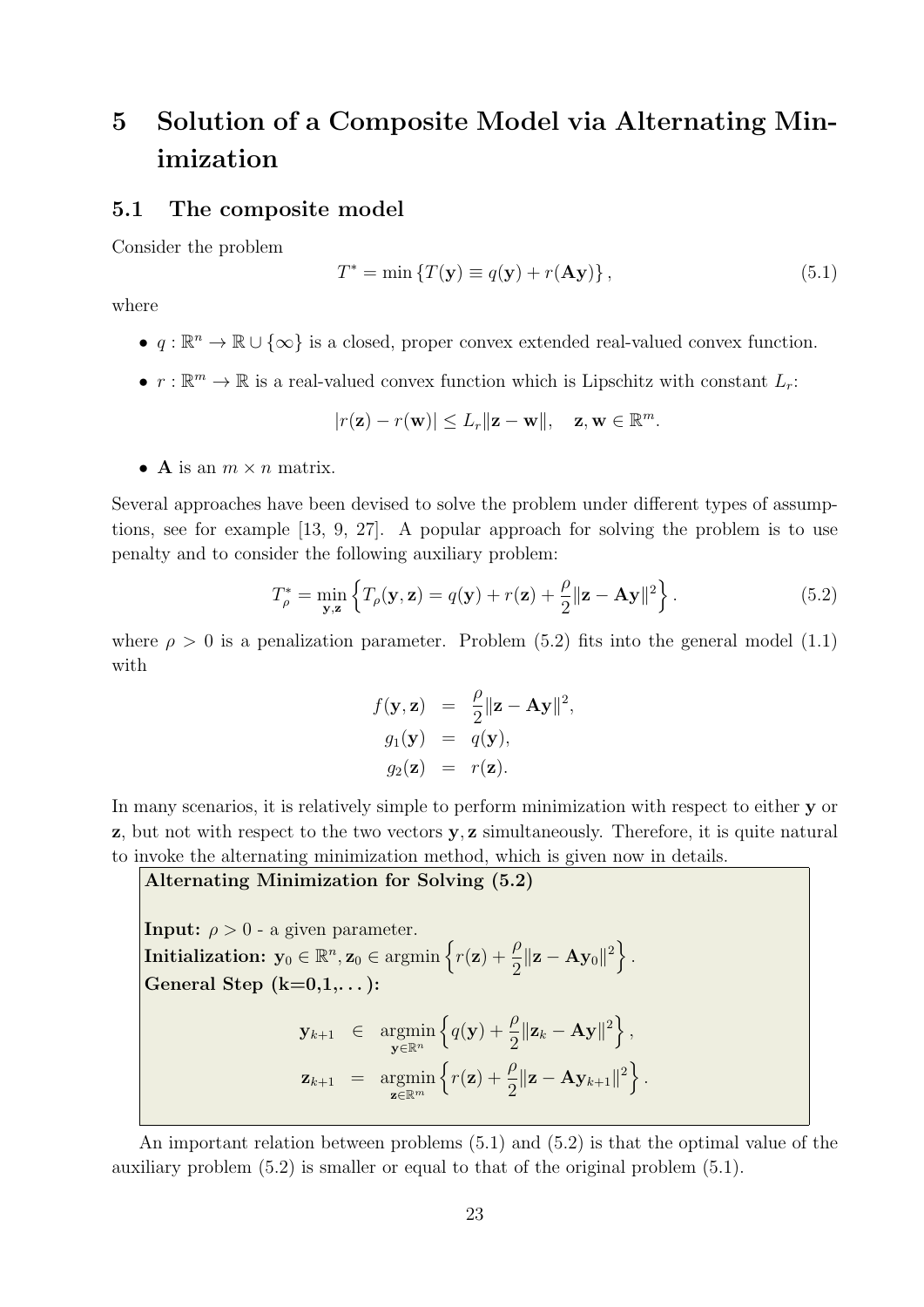# 5 Solution of a Composite Model via Alternating Minimization

## 5.1 The composite model

Consider the problem

$$T^* = \min \{T(\mathbf{y}) \equiv q(\mathbf{y}) + r(\mathbf{A}\mathbf{y})\}, \tag{5.1}$$

where

- $q : \mathbb{R}^n \to \mathbb{R} \cup \{\infty\}$ is a closed, proper convex extended real-valued convex function.
- $r : \mathbb{R}^m \to \mathbb{R}$ is a real-valued convex function which is Lipschitz with constant $L_r$:

$$|r(\mathbf{z}) - r(\mathbf{w})| \le L_r \|\mathbf{z} - \mathbf{w}\|, \quad \mathbf{z}, \mathbf{w} \in \mathbb{R}^m.$$

- $\mathbf{A}$ is an $m \times n$ matrix.

Several approaches have been devised to solve the problem under different types of assumptions, see for example [13, 9, 27]. A popular approach for solving the problem is to use penalty and to consider the following auxiliary problem:

$$T^*_\rho = \min_{\mathbf{y},\mathbf{z}} \left\{ T_\rho(\mathbf{y}, \mathbf{z}) = q(\mathbf{y}) + r(\mathbf{z}) + \frac{\rho}{2}\|\mathbf{z} - \mathbf{A}\mathbf{y}\|^2 \right\}. \tag{5.2}$$

where $\rho > 0$ is a penalization parameter. Problem (5.2) fits into the general model (1.1) with

$$\begin{aligned} f(\mathbf{y}, \mathbf{z}) &= \frac{\rho}{2}\|\mathbf{z} - \mathbf{A}\mathbf{y}\|^2, \\ g_1(\mathbf{y}) &= q(\mathbf{y}), \\ g_2(\mathbf{z}) &= r(\mathbf{z}). \end{aligned}$$

In many scenarios, it is relatively simple to perform minimization with respect to either $\mathbf{y}$ or $\mathbf{z}$, but not with respect to the two vectors $\mathbf{y}, \mathbf{z}$ simultaneously. Therefore, it is quite natural to invoke the alternating minimization method, which is given now in details.

**Alternating Minimization for Solving (5.2)**

**Input:** $\rho > 0$ - a given parameter.
**Initialization:** $\mathbf{y}_0 \in \mathbb{R}^n, \mathbf{z}_0 \in \operatorname{argmin} \left\{ r(\mathbf{z}) + \frac{\rho}{2}\|\mathbf{z} - \mathbf{A}\mathbf{y}_0\|^2 \right\}.$
**General Step (k=0,1,. . . ):**

$$\begin{aligned} \mathbf{y}_{k+1} &\in \operatorname*{argmin}_{\mathbf{y} \in \mathbb{R}^n} \left\{ q(\mathbf{y}) + \frac{\rho}{2}\|\mathbf{z}_k - \mathbf{A}\mathbf{y}\|^2 \right\}, \\ \mathbf{z}_{k+1} &= \operatorname*{argmin}_{\mathbf{z} \in \mathbb{R}^m} \left\{ r(\mathbf{z}) + \frac{\rho}{2}\|\mathbf{z} - \mathbf{A}\mathbf{y}_{k+1}\|^2 \right\}. \end{aligned}$$

An important relation between problems (5.1) and (5.2) is that the optimal value of the auxiliary problem (5.2) is smaller or equal to that of the original problem (5.1).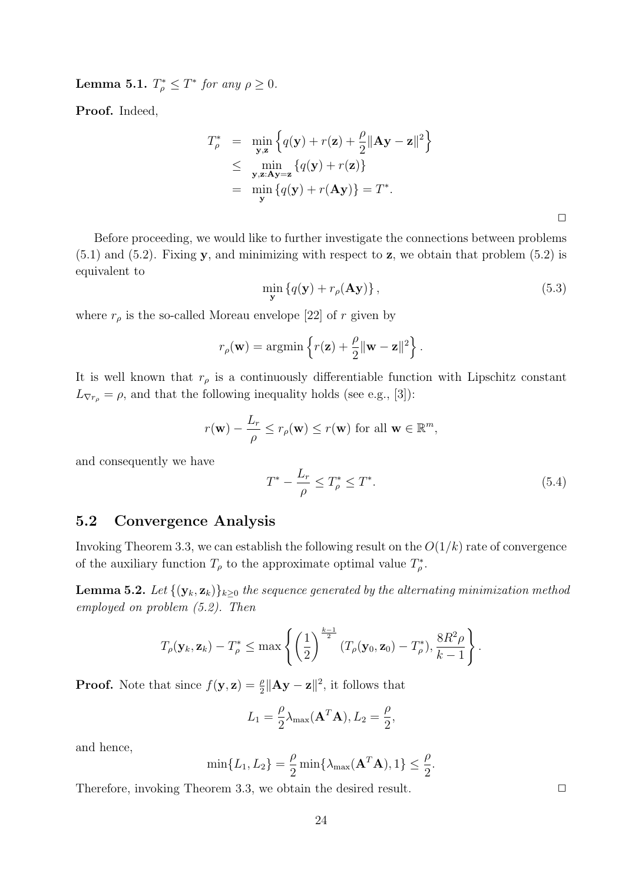**Lemma 5.1.** $T^*_\rho \leq T^*$ *for any* $\rho \geq 0$.

**Proof.** Indeed,

$$
\begin{aligned}
T^*_\rho &= \min_{\mathbf{y},\mathbf{z}} \left\{ q(\mathbf{y}) + r(\mathbf{z}) + \frac{\rho}{2}\|\mathbf{A}\mathbf{y} - \mathbf{z}\|^2 \right\} \\
&\leq \min_{\mathbf{y},\mathbf{z}:\mathbf{A}\mathbf{y}=\mathbf{z}} \{q(\mathbf{y}) + r(\mathbf{z})\} \\
&= \min_{\mathbf{y}} \{q(\mathbf{y}) + r(\mathbf{A}\mathbf{y})\} = T^*.
\end{aligned}
$$

□

Before proceeding, we would like to further investigate the connections between problems (5.1) and (5.2). Fixing $\mathbf{y}$, and minimizing with respect to $\mathbf{z}$, we obtain that problem (5.2) is equivalent to

$$
\min_{\mathbf{y}} \{q(\mathbf{y}) + r_\rho(\mathbf{A}\mathbf{y})\}, \tag{5.3}
$$

where $r_\rho$ is the so-called Moreau envelope [22] of $r$ given by

$$
r_\rho(\mathbf{w}) = \text{argmin} \left\{ r(\mathbf{z}) + \frac{\rho}{2}\|\mathbf{w} - \mathbf{z}\|^2 \right\}.
$$

It is well known that $r_\rho$ is a continuously differentiable function with Lipschitz constant $L_{\nabla r_\rho} = \rho$, and that the following inequality holds (see e.g., [3]):

$$
r(\mathbf{w}) - \frac{L_r}{\rho} \leq r_\rho(\mathbf{w}) \leq r(\mathbf{w}) \text{ for all } \mathbf{w} \in \mathbb{R}^m,
$$

and consequently we have

$$
T^* - \frac{L_r}{\rho} \leq T^*_\rho \leq T^*. \tag{5.4}
$$

## 5.2 Convergence Analysis

Invoking Theorem 3.3, we can establish the following result on the $O(1/k)$ rate of convergence of the auxiliary function $T_\rho$ to the approximate optimal value $T^*_\rho$.

**Lemma 5.2.** *Let* $\{(\mathbf{y}_k, \mathbf{z}_k)\}_{k\geq 0}$ *the sequence generated by the alternating minimization method employed on problem (5.2). Then*

$$
T_\rho(\mathbf{y}_k, \mathbf{z}_k) - T^*_\rho \leq \max \left\{ \left(\frac{1}{2}\right)^{\frac{k-1}{2}} (T_\rho(\mathbf{y}_0, \mathbf{z}_0) - T^*_\rho), \frac{8R^2\rho}{k-1} \right\}.
$$

**Proof.** Note that since $f(\mathbf{y}, \mathbf{z}) = \frac{\rho}{2}\|\mathbf{A}\mathbf{y} - \mathbf{z}\|^2$, it follows that

$$
L_1 = \frac{\rho}{2}\lambda_{\max}(\mathbf{A}^T\mathbf{A}), L_2 = \frac{\rho}{2},
$$

and hence,

$$
\min\{L_1, L_2\} = \frac{\rho}{2}\min\{\lambda_{\max}(\mathbf{A}^T\mathbf{A}), 1\} \leq \frac{\rho}{2}.
$$

Therefore, invoking Theorem 3.3, we obtain the desired result. □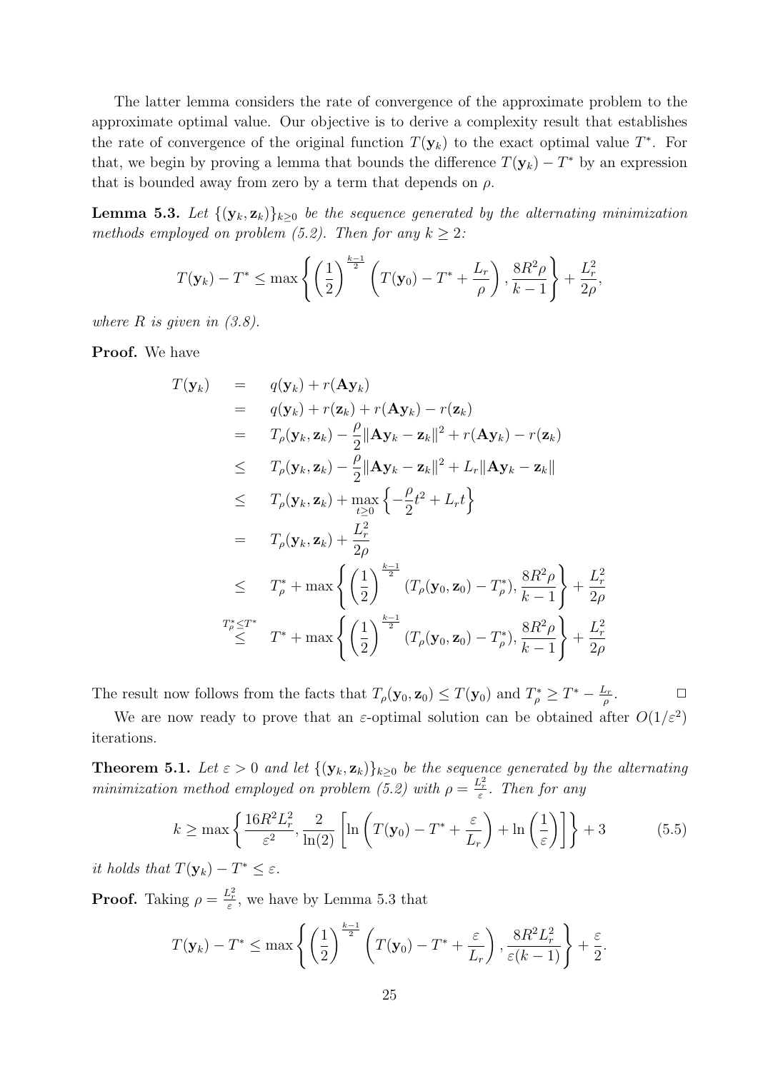The latter lemma considers the rate of convergence of the approximate problem to the approximate optimal value. Our objective is to derive a complexity result that establishes the rate of convergence of the original function $T(\mathbf{y}_k)$ to the exact optimal value $T^*$. For that, we begin by proving a lemma that bounds the difference $T(\mathbf{y}_k) - T^*$ by an expression that is bounded away from zero by a term that depends on $\rho$.

**Lemma 5.3.** *Let $\{(\mathbf{y}_k, \mathbf{z}_k)\}_{k\geq 0}$ be the sequence generated by the alternating minimization methods employed on problem (5.2). Then for any $k \geq 2$:*

$$T(\mathbf{y}_k) - T^* \leq \max\left\{ \left(\frac{1}{2}\right)^{\frac{k-1}{2}} \left(T(\mathbf{y}_0) - T^* + \frac{L_r}{\rho}\right), \frac{8R^2\rho}{k-1} \right\} + \frac{L_r^2}{2\rho},$$

*where $R$ is given in (3.8).*

**Proof.** We have

$$\begin{aligned}
T(\mathbf{y}_k) &= q(\mathbf{y}_k) + r(\mathbf{A}\mathbf{y}_k) \\
&= q(\mathbf{y}_k) + r(\mathbf{z}_k) + r(\mathbf{A}\mathbf{y}_k) - r(\mathbf{z}_k) \\
&= T_\rho(\mathbf{y}_k, \mathbf{z}_k) - \frac{\rho}{2}\|\mathbf{A}\mathbf{y}_k - \mathbf{z}_k\|^2 + r(\mathbf{A}\mathbf{y}_k) - r(\mathbf{z}_k) \\
&\leq T_\rho(\mathbf{y}_k, \mathbf{z}_k) - \frac{\rho}{2}\|\mathbf{A}\mathbf{y}_k - \mathbf{z}_k\|^2 + L_r\|\mathbf{A}\mathbf{y}_k - \mathbf{z}_k\| \\
&\leq T_\rho(\mathbf{y}_k, \mathbf{z}_k) + \max_{t\geq 0}\left\{-\frac{\rho}{2}t^2 + L_r t\right\} \\
&= T_\rho(\mathbf{y}_k, \mathbf{z}_k) + \frac{L_r^2}{2\rho} \\
&\leq T_\rho^* + \max\left\{ \left(\frac{1}{2}\right)^{\frac{k-1}{2}} (T_\rho(\mathbf{y}_0, \mathbf{z}_0) - T_\rho^*), \frac{8R^2\rho}{k-1} \right\} + \frac{L_r^2}{2\rho} \\
&\overset{T_\rho^* \leq T^*}{\leq} T^* + \max\left\{ \left(\frac{1}{2}\right)^{\frac{k-1}{2}} (T_\rho(\mathbf{y}_0, \mathbf{z}_0) - T_\rho^*), \frac{8R^2\rho}{k-1} \right\} + \frac{L_r^2}{2\rho}
\end{aligned}$$

The result now follows from the facts that $T_\rho(\mathbf{y}_0, \mathbf{z}_0) \leq T(\mathbf{y}_0)$ and $T_\rho^* \geq T^* - \frac{L_r}{\rho}$. $\square$

We are now ready to prove that an $\varepsilon$-optimal solution can be obtained after $O(1/\varepsilon^2)$ iterations.

**Theorem 5.1.** *Let $\varepsilon > 0$ and let $\{(\mathbf{y}_k, \mathbf{z}_k)\}_{k\geq 0}$ be the sequence generated by the alternating minimization method employed on problem (5.2) with $\rho = \frac{L_r^2}{\varepsilon}$. Then for any*

$$k \geq \max\left\{ \frac{16R^2L_r^2}{\varepsilon^2}, \frac{2}{\ln(2)}\left[\ln\left(T(\mathbf{y}_0) - T^* + \frac{\varepsilon}{L_r}\right) + \ln\left(\frac{1}{\varepsilon}\right)\right] \right\} + 3 \tag{5.5}$$

*it holds that $T(\mathbf{y}_k) - T^* \leq \varepsilon$.*

**Proof.** Taking $\rho = \frac{L_r^2}{\varepsilon}$, we have by Lemma 5.3 that

$$T(\mathbf{y}_k) - T^* \leq \max\left\{ \left(\frac{1}{2}\right)^{\frac{k-1}{2}} \left(T(\mathbf{y}_0) - T^* + \frac{\varepsilon}{L_r}\right), \frac{8R^2L_r^2}{\varepsilon(k-1)} \right\} + \frac{\varepsilon}{2}.$$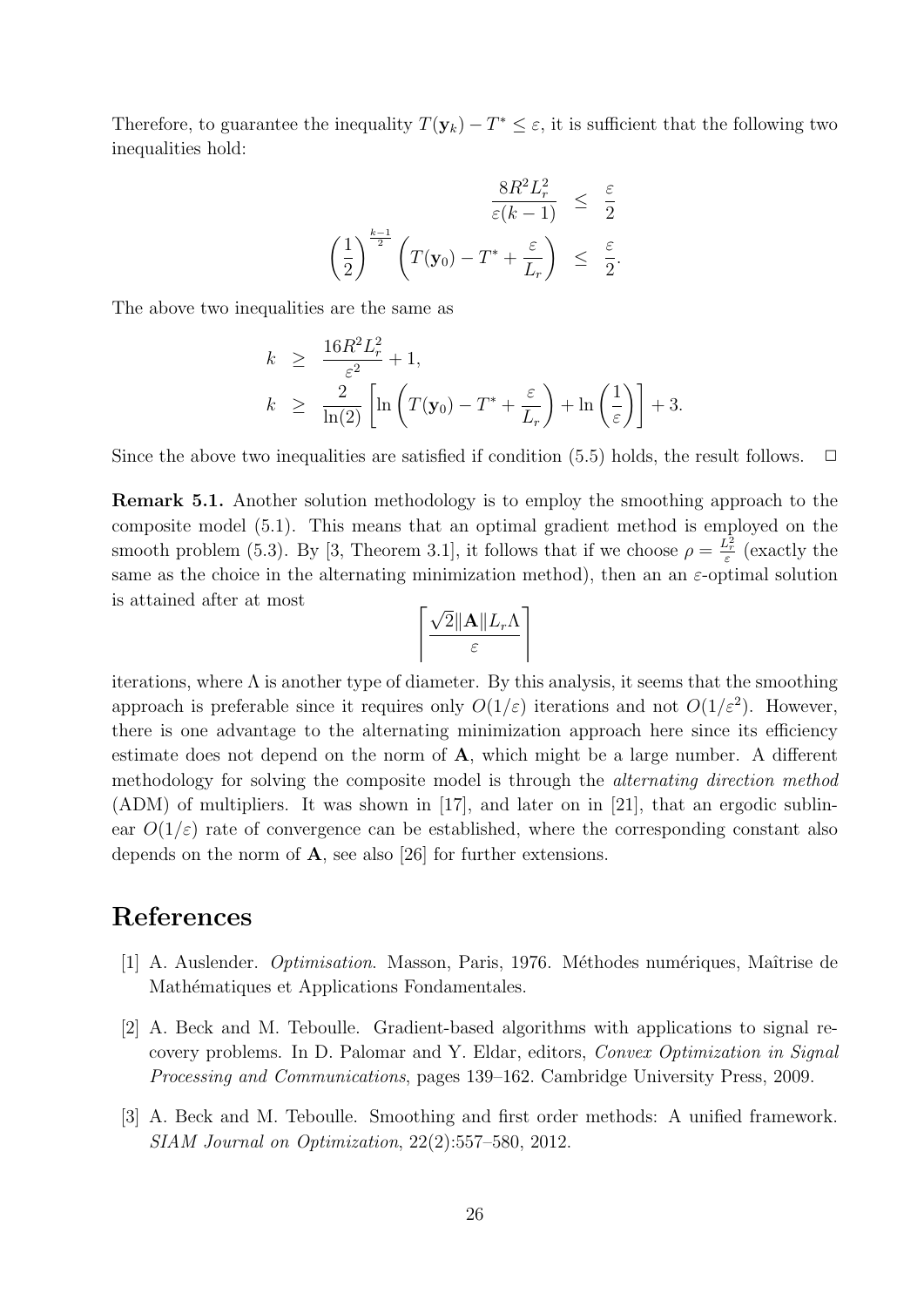Therefore, to guarantee the inequality $T(\mathbf{y}_k) - T^* \leq \varepsilon$, it is sufficient that the following two inequalities hold:

$$
\begin{aligned}
\frac{8R^2L_r^2}{\varepsilon(k-1)} &\leq \frac{\varepsilon}{2} \\
\left(\frac{1}{2}\right)^{\frac{k-1}{2}} \left(T(\mathbf{y}_0) - T^* + \frac{\varepsilon}{L_r}\right) &\leq \frac{\varepsilon}{2}.
\end{aligned}
$$

The above two inequalities are the same as

$$
\begin{aligned}
k &\geq \frac{16R^2L_r^2}{\varepsilon^2} + 1, \\
k &\geq \frac{2}{\ln(2)}\left[\ln\left(T(\mathbf{y}_0) - T^* + \frac{\varepsilon}{L_r}\right) + \ln\left(\frac{1}{\varepsilon}\right)\right] + 3.
\end{aligned}
$$

Since the above two inequalities are satisfied if condition (5.5) holds, the result follows. $\square$

**Remark 5.1.** Another solution methodology is to employ the smoothing approach to the composite model (5.1). This means that an optimal gradient method is employed on the smooth problem (5.3). By [3, Theorem 3.1], it follows that if we choose $\rho = \frac{L_r^2}{\varepsilon}$ (exactly the same as the choice in the alternating minimization method), then an an $\varepsilon$-optimal solution is attained after at most

$$
\left\lceil \frac{\sqrt{2}\|\mathbf{A}\|L_r\Lambda}{\varepsilon} \right\rceil
$$

iterations, where $\Lambda$ is another type of diameter. By this analysis, it seems that the smoothing approach is preferable since it requires only $O(1/\varepsilon)$ iterations and not $O(1/\varepsilon^2)$. However, there is one advantage to the alternating minimization approach here since its efficiency estimate does not depend on the norm of $\mathbf{A}$, which might be a large number. A different methodology for solving the composite model is through the *alternating direction method* (ADM) of multipliers. It was shown in [17], and later on in [21], that an ergodic sublinear $O(1/\varepsilon)$ rate of convergence can be established, where the corresponding constant also depends on the norm of $\mathbf{A}$, see also [26] for further extensions.

# References

[1] A. Auslender. *Optimisation*. Masson, Paris, 1976. Méthodes numériques, Maîtrise de Mathématiques et Applications Fondamentales.

[2] A. Beck and M. Teboulle. Gradient-based algorithms with applications to signal recovery problems. In D. Palomar and Y. Eldar, editors, *Convex Optimization in Signal Processing and Communications*, pages 139–162. Cambridge University Press, 2009.

[3] A. Beck and M. Teboulle. Smoothing and first order methods: A unified framework. *SIAM Journal on Optimization*, 22(2):557–580, 2012.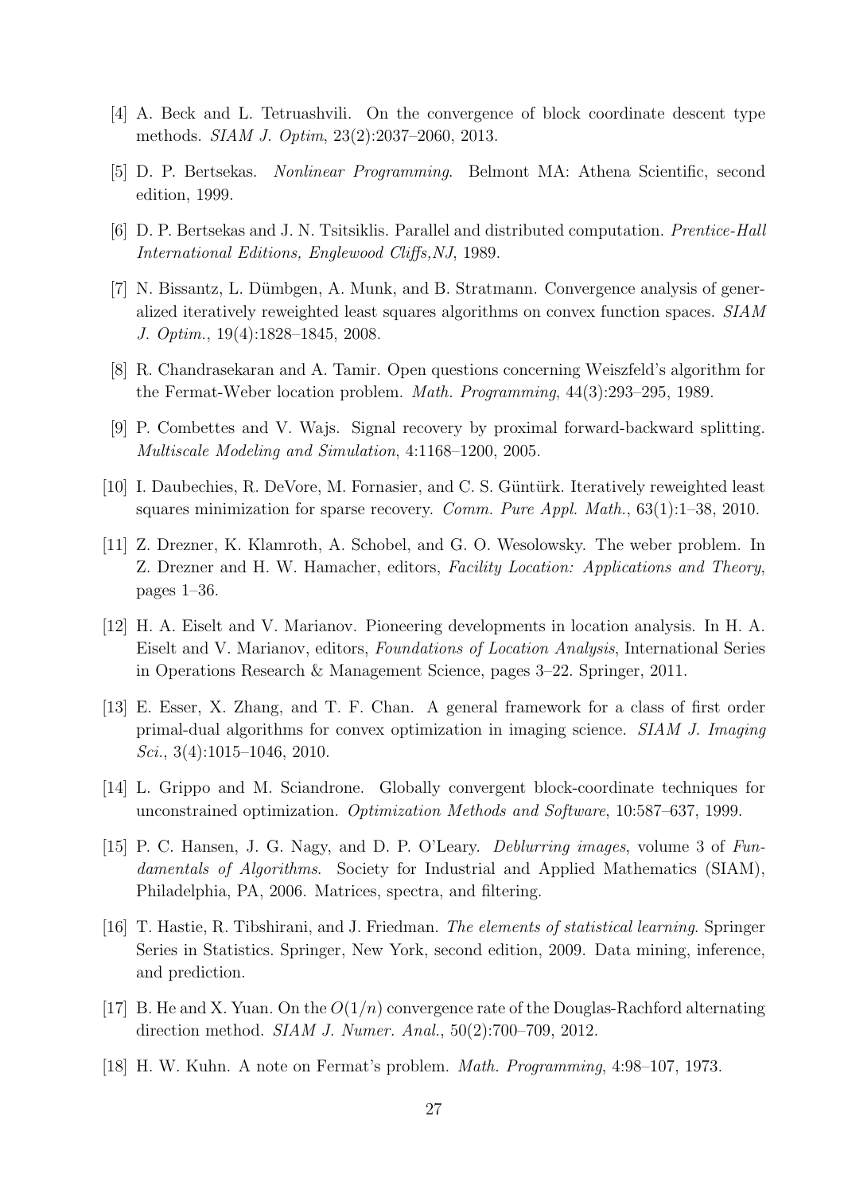[4] A. Beck and L. Tetruashvili. On the convergence of block coordinate descent type methods. *SIAM J. Optim*, 23(2):2037–2060, 2013.

[5] D. P. Bertsekas. *Nonlinear Programming*. Belmont MA: Athena Scientific, second edition, 1999.

[6] D. P. Bertsekas and J. N. Tsitsiklis. Parallel and distributed computation. *Prentice-Hall International Editions, Englewood Cliffs,NJ*, 1989.

[7] N. Bissantz, L. Dümbgen, A. Munk, and B. Stratmann. Convergence analysis of generalized iteratively reweighted least squares algorithms on convex function spaces. *SIAM J. Optim.*, 19(4):1828–1845, 2008.

[8] R. Chandrasekaran and A. Tamir. Open questions concerning Weiszfeld's algorithm for the Fermat-Weber location problem. *Math. Programming*, 44(3):293–295, 1989.

[9] P. Combettes and V. Wajs. Signal recovery by proximal forward-backward splitting. *Multiscale Modeling and Simulation*, 4:1168–1200, 2005.

[10] I. Daubechies, R. DeVore, M. Fornasier, and C. S. Güntürk. Iteratively reweighted least squares minimization for sparse recovery. *Comm. Pure Appl. Math.*, 63(1):1–38, 2010.

[11] Z. Drezner, K. Klamroth, A. Schobel, and G. O. Wesolowsky. The weber problem. In Z. Drezner and H. W. Hamacher, editors, *Facility Location: Applications and Theory*, pages 1–36.

[12] H. A. Eiselt and V. Marianov. Pioneering developments in location analysis. In H. A. Eiselt and V. Marianov, editors, *Foundations of Location Analysis*, International Series in Operations Research & Management Science, pages 3–22. Springer, 2011.

[13] E. Esser, X. Zhang, and T. F. Chan. A general framework for a class of first order primal-dual algorithms for convex optimization in imaging science. *SIAM J. Imaging Sci.*, 3(4):1015–1046, 2010.

[14] L. Grippo and M. Sciandrone. Globally convergent block-coordinate techniques for unconstrained optimization. *Optimization Methods and Software*, 10:587–637, 1999.

[15] P. C. Hansen, J. G. Nagy, and D. P. O'Leary. *Deblurring images*, volume 3 of *Fundamentals of Algorithms*. Society for Industrial and Applied Mathematics (SIAM), Philadelphia, PA, 2006. Matrices, spectra, and filtering.

[16] T. Hastie, R. Tibshirani, and J. Friedman. *The elements of statistical learning*. Springer Series in Statistics. Springer, New York, second edition, 2009. Data mining, inference, and prediction.

[17] B. He and X. Yuan. On the $O(1/n)$ convergence rate of the Douglas-Rachford alternating direction method. *SIAM J. Numer. Anal.*, 50(2):700–709, 2012.

[18] H. W. Kuhn. A note on Fermat's problem. *Math. Programming*, 4:98–107, 1973.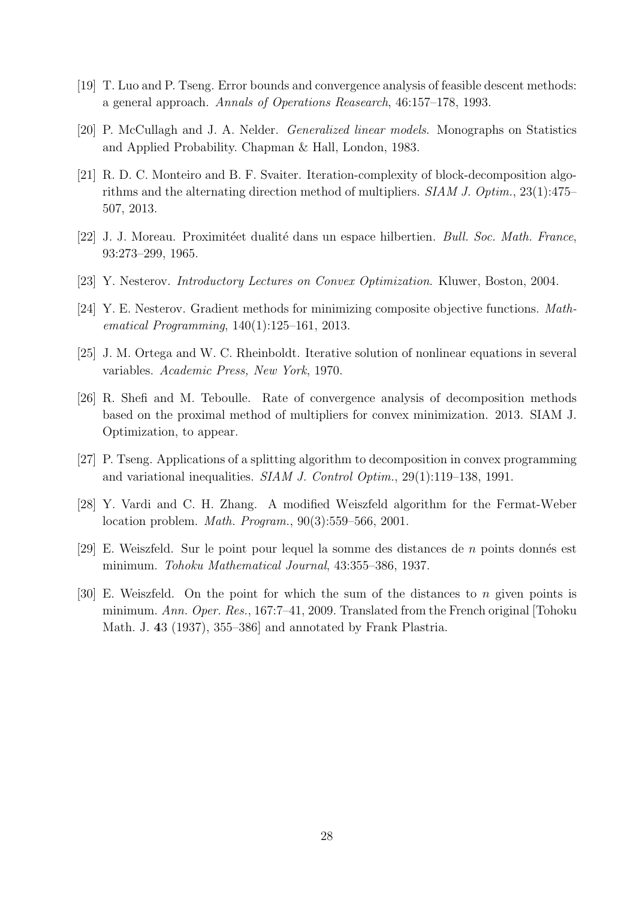[19] T. Luo and P. Tseng. Error bounds and convergence analysis of feasible descent methods: a general approach. *Annals of Operations Reasearch*, 46:157–178, 1993.

[20] P. McCullagh and J. A. Nelder. *Generalized linear models*. Monographs on Statistics and Applied Probability. Chapman & Hall, London, 1983.

[21] R. D. C. Monteiro and B. F. Svaiter. Iteration-complexity of block-decomposition algorithms and the alternating direction method of multipliers. *SIAM J. Optim.*, 23(1):475–507, 2013.

[22] J. J. Moreau. Proximitéet dualité dans un espace hilbertien. *Bull. Soc. Math. France*, 93:273–299, 1965.

[23] Y. Nesterov. *Introductory Lectures on Convex Optimization*. Kluwer, Boston, 2004.

[24] Y. E. Nesterov. Gradient methods for minimizing composite objective functions. *Mathematical Programming*, 140(1):125–161, 2013.

[25] J. M. Ortega and W. C. Rheinboldt. Iterative solution of nonlinear equations in several variables. *Academic Press, New York*, 1970.

[26] R. Shefi and M. Teboulle. Rate of convergence analysis of decomposition methods based on the proximal method of multipliers for convex minimization. 2013. SIAM J. Optimization, to appear.

[27] P. Tseng. Applications of a splitting algorithm to decomposition in convex programming and variational inequalities. *SIAM J. Control Optim.*, 29(1):119–138, 1991.

[28] Y. Vardi and C. H. Zhang. A modified Weiszfeld algorithm for the Fermat-Weber location problem. *Math. Program.*, 90(3):559–566, 2001.

[29] E. Weiszfeld. Sur le point pour lequel la somme des distances de $n$ points donnés est minimum. *Tohoku Mathematical Journal*, 43:355–386, 1937.

[30] E. Weiszfeld. On the point for which the sum of the distances to $n$ given points is minimum. *Ann. Oper. Res.*, 167:7–41, 2009. Translated from the French original [Tohoku Math. J. **4**3 (1937), 355–386] and annotated by Frank Plastria.